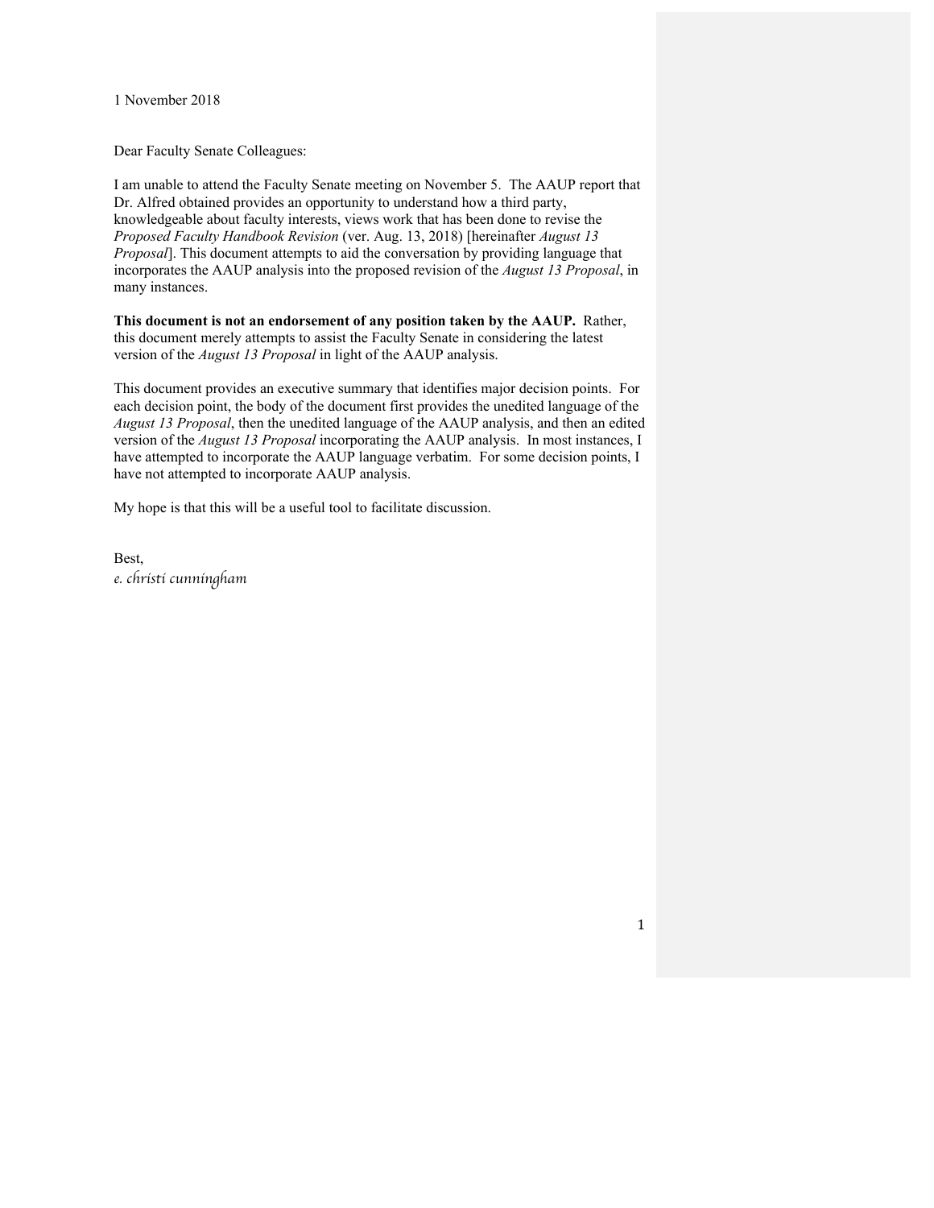1 November 2018

Dear Faculty Senate Colleagues:

I am unable to attend the Faculty Senate meeting on November 5. The AAUP report that Dr. Alfred obtained provides an opportunity to understand how a third party, knowledgeable about faculty interests, views work that has been done to revise the *Proposed Faculty Handbook Revision* (ver. Aug. 13, 2018) [hereinafter *August 13 Proposal*]. This document attempts to aid the conversation by providing language that incorporates the AAUP analysis into the proposed revision of the *August 13 Proposal*, in many instances.

**This document is not an endorsement of any position taken by the AAUP.** Rather, this document merely attempts to assist the Faculty Senate in considering the latest version of the *August 13 Proposal* in light of the AAUP analysis.

This document provides an executive summary that identifies major decision points. For each decision point, the body of the document first provides the unedited language of the *August 13 Proposal*, then the unedited language of the AAUP analysis, and then an edited version of the *August 13 Proposal* incorporating the AAUP analysis. In most instances, I have attempted to incorporate the AAUP language verbatim. For some decision points, I have not attempted to incorporate AAUP analysis.

My hope is that this will be a useful tool to facilitate discussion.

Best,
*e. christi cunningham*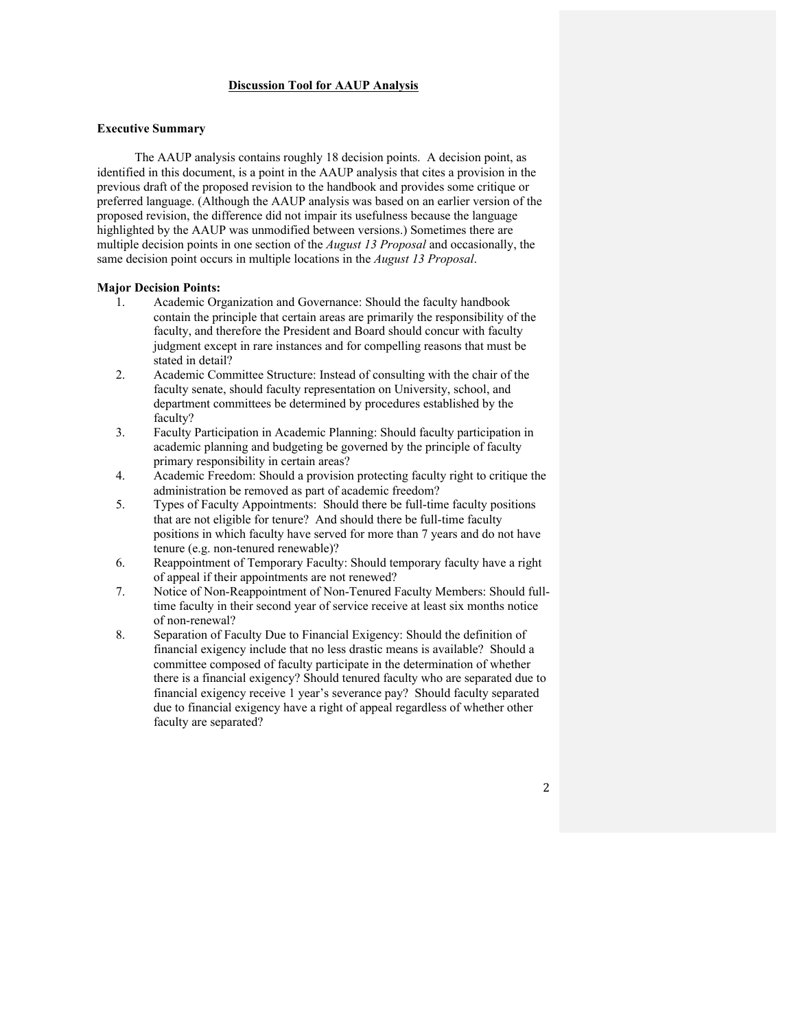## Discussion Tool for AAUP Analysis

**Executive Summary**

The AAUP analysis contains roughly 18 decision points. A decision point, as identified in this document, is a point in the AAUP analysis that cites a provision in the previous draft of the proposed revision to the handbook and provides some critique or preferred language. (Although the AAUP analysis was based on an earlier version of the proposed revision, the difference did not impair its usefulness because the language highlighted by the AAUP was unmodified between versions.) Sometimes there are multiple decision points in one section of the *August 13 Proposal* and occasionally, the same decision point occurs in multiple locations in the *August 13 Proposal*.

**Major Decision Points:**

1. Academic Organization and Governance: Should the faculty handbook contain the principle that certain areas are primarily the responsibility of the faculty, and therefore the President and Board should concur with faculty judgment except in rare instances and for compelling reasons that must be stated in detail?
2. Academic Committee Structure: Instead of consulting with the chair of the faculty senate, should faculty representation on University, school, and department committees be determined by procedures established by the faculty?
3. Faculty Participation in Academic Planning: Should faculty participation in academic planning and budgeting be governed by the principle of faculty primary responsibility in certain areas?
4. Academic Freedom: Should a provision protecting faculty right to critique the administration be removed as part of academic freedom?
5. Types of Faculty Appointments: Should there be full-time faculty positions that are not eligible for tenure? And should there be full-time faculty positions in which faculty have served for more than 7 years and do not have tenure (e.g. non-tenured renewable)?
6. Reappointment of Temporary Faculty: Should temporary faculty have a right of appeal if their appointments are not renewed?
7. Notice of Non-Reappointment of Non-Tenured Faculty Members: Should full-time faculty in their second year of service receive at least six months notice of non-renewal?
8. Separation of Faculty Due to Financial Exigency: Should the definition of financial exigency include that no less drastic means is available? Should a committee composed of faculty participate in the determination of whether there is a financial exigency? Should tenured faculty who are separated due to financial exigency receive 1 year's severance pay? Should faculty separated due to financial exigency have a right of appeal regardless of whether other faculty are separated?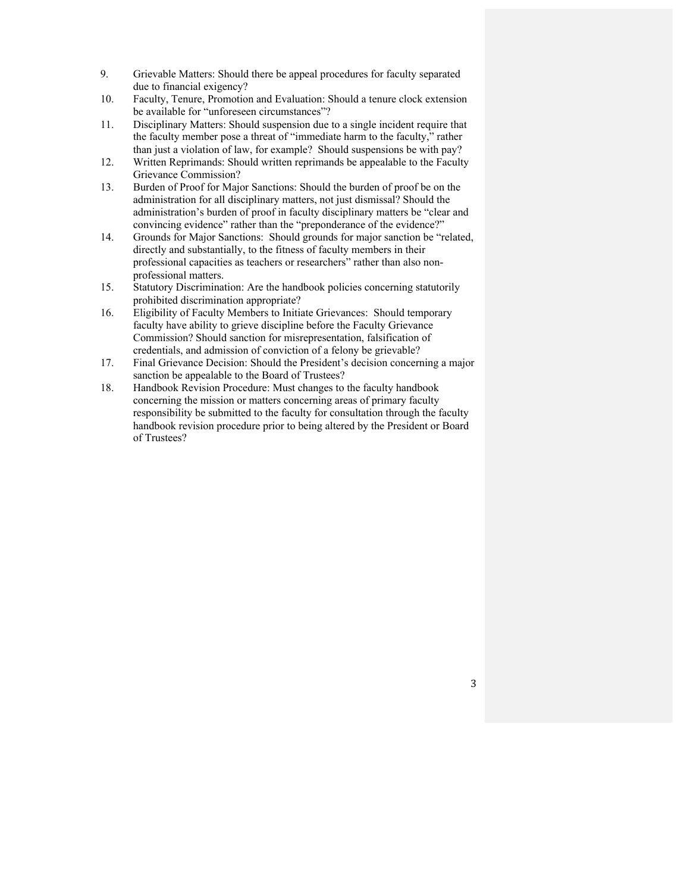9. Grievable Matters: Should there be appeal procedures for faculty separated due to financial exigency?
10. Faculty, Tenure, Promotion and Evaluation: Should a tenure clock extension be available for "unforeseen circumstances"?
11. Disciplinary Matters: Should suspension due to a single incident require that the faculty member pose a threat of "immediate harm to the faculty," rather than just a violation of law, for example? Should suspensions be with pay?
12. Written Reprimands: Should written reprimands be appealable to the Faculty Grievance Commission?
13. Burden of Proof for Major Sanctions: Should the burden of proof be on the administration for all disciplinary matters, not just dismissal? Should the administration's burden of proof in faculty disciplinary matters be "clear and convincing evidence" rather than the "preponderance of the evidence?"
14. Grounds for Major Sanctions: Should grounds for major sanction be "related, directly and substantially, to the fitness of faculty members in their professional capacities as teachers or researchers" rather than also non-professional matters.
15. Statutory Discrimination: Are the handbook policies concerning statutorily prohibited discrimination appropriate?
16. Eligibility of Faculty Members to Initiate Grievances: Should temporary faculty have ability to grieve discipline before the Faculty Grievance Commission? Should sanction for misrepresentation, falsification of credentials, and admission of conviction of a felony be grievable?
17. Final Grievance Decision: Should the President's decision concerning a major sanction be appealable to the Board of Trustees?
18. Handbook Revision Procedure: Must changes to the faculty handbook concerning the mission or matters concerning areas of primary faculty responsibility be submitted to the faculty for consultation through the faculty handbook revision procedure prior to being altered by the President or Board of Trustees?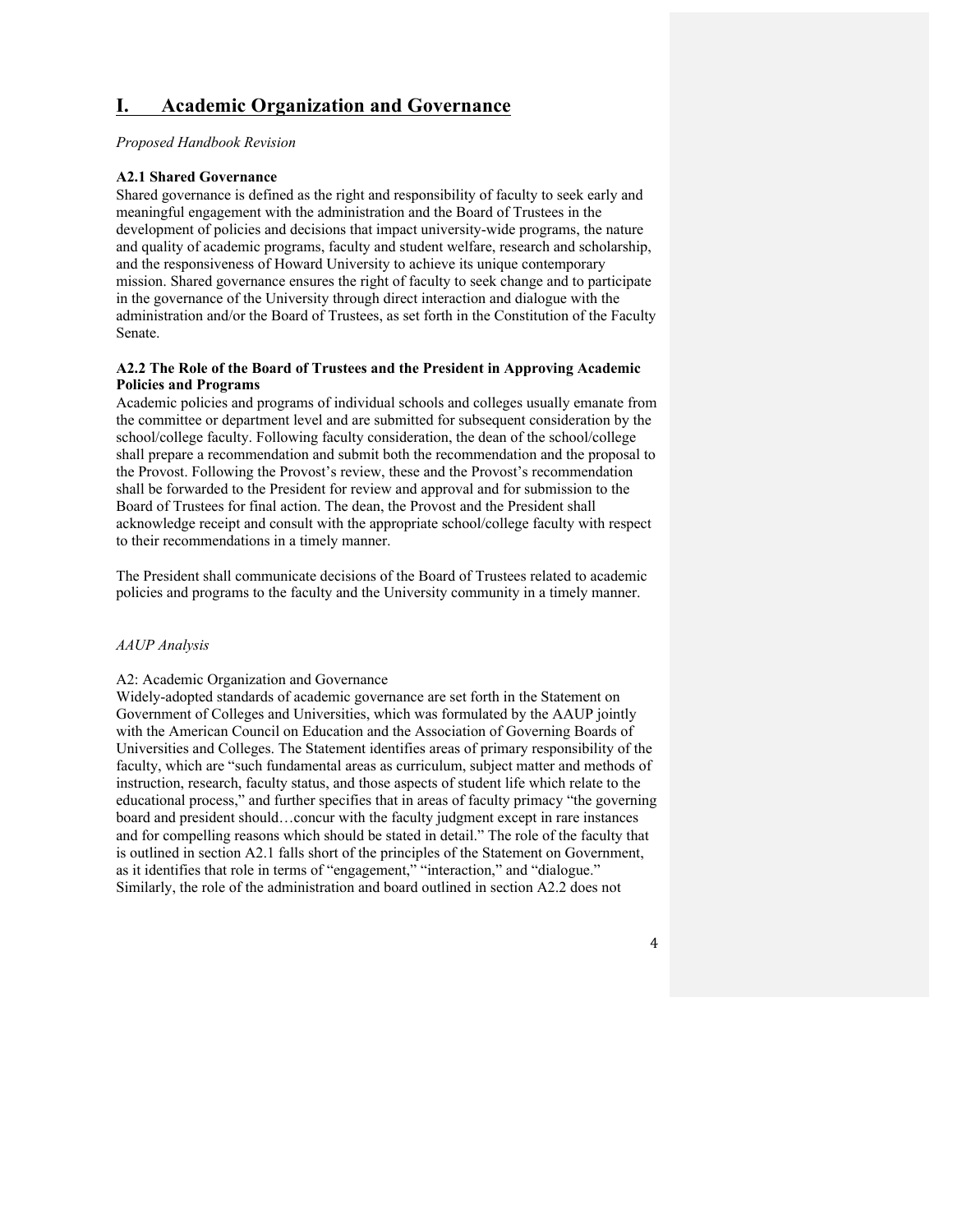# I. Academic Organization and Governance

*Proposed Handbook Revision*

**A2.1 Shared Governance**

Shared governance is defined as the right and responsibility of faculty to seek early and meaningful engagement with the administration and the Board of Trustees in the development of policies and decisions that impact university-wide programs, the nature and quality of academic programs, faculty and student welfare, research and scholarship, and the responsiveness of Howard University to achieve its unique contemporary mission. Shared governance ensures the right of faculty to seek change and to participate in the governance of the University through direct interaction and dialogue with the administration and/or the Board of Trustees, as set forth in the Constitution of the Faculty Senate.

**A2.2 The Role of the Board of Trustees and the President in Approving Academic Policies and Programs**

Academic policies and programs of individual schools and colleges usually emanate from the committee or department level and are submitted for subsequent consideration by the school/college faculty. Following faculty consideration, the dean of the school/college shall prepare a recommendation and submit both the recommendation and the proposal to the Provost. Following the Provost's review, these and the Provost's recommendation shall be forwarded to the President for review and approval and for submission to the Board of Trustees for final action. The dean, the Provost and the President shall acknowledge receipt and consult with the appropriate school/college faculty with respect to their recommendations in a timely manner.

The President shall communicate decisions of the Board of Trustees related to academic policies and programs to the faculty and the University community in a timely manner.

*AAUP Analysis*

A2: Academic Organization and Governance

Widely-adopted standards of academic governance are set forth in the Statement on Government of Colleges and Universities, which was formulated by the AAUP jointly with the American Council on Education and the Association of Governing Boards of Universities and Colleges. The Statement identifies areas of primary responsibility of the faculty, which are "such fundamental areas as curriculum, subject matter and methods of instruction, research, faculty status, and those aspects of student life which relate to the educational process," and further specifies that in areas of faculty primacy "the governing board and president should…concur with the faculty judgment except in rare instances and for compelling reasons which should be stated in detail." The role of the faculty that is outlined in section A2.1 falls short of the principles of the Statement on Government, as it identifies that role in terms of "engagement," "interaction," and "dialogue." Similarly, the role of the administration and board outlined in section A2.2 does not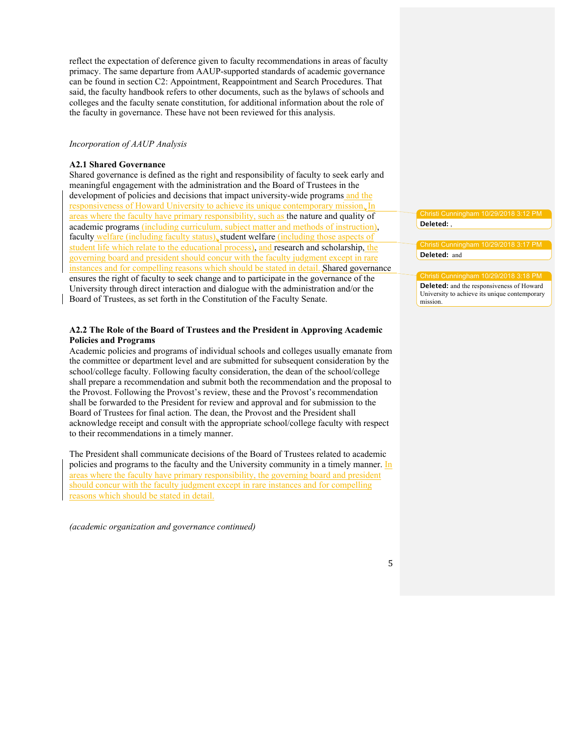reflect the expectation of deference given to faculty recommendations in areas of faculty primacy. The same departure from AAUP-supported standards of academic governance can be found in section C2: Appointment, Reappointment and Search Procedures. That said, the faculty handbook refers to other documents, such as the bylaws of schools and colleges and the faculty senate constitution, for additional information about the role of the faculty in governance. These have not been reviewed for this analysis.

*Incorporation of AAUP Analysis*

**A2.1 Shared Governance**

Shared governance is defined as the right and responsibility of faculty to seek early and meaningful engagement with the administration and the Board of Trustees in the development of policies and decisions that impact university-wide programs and the responsiveness of Howard University to achieve its unique contemporary mission. In areas where the faculty have primary responsibility, such as the nature and quality of academic programs (including curriculum, subject matter and methods of instruction), faculty welfare (including faculty status), student welfare (including those aspects of student life which relate to the educational process), and research and scholarship, the governing board and president should concur with the faculty judgment except in rare instances and for compelling reasons which should be stated in detail. Shared governance ensures the right of faculty to seek change and to participate in the governance of the University through direct interaction and dialogue with the administration and/or the Board of Trustees, as set forth in the Constitution of the Faculty Senate.

Christi Cunningham 10/29/2018 3:12 PM
**Deleted:** ,

Christi Cunningham 10/29/2018 3:17 PM
**Deleted:** and

Christi Cunningham 10/29/2018 3:18 PM
**Deleted:** and the responsiveness of Howard University to achieve its unique contemporary mission.

**A2.2 The Role of the Board of Trustees and the President in Approving Academic Policies and Programs**

Academic policies and programs of individual schools and colleges usually emanate from the committee or department level and are submitted for subsequent consideration by the school/college faculty. Following faculty consideration, the dean of the school/college shall prepare a recommendation and submit both the recommendation and the proposal to the Provost. Following the Provost's review, these and the Provost's recommendation shall be forwarded to the President for review and approval and for submission to the Board of Trustees for final action. The dean, the Provost and the President shall acknowledge receipt and consult with the appropriate school/college faculty with respect to their recommendations in a timely manner.

The President shall communicate decisions of the Board of Trustees related to academic policies and programs to the faculty and the University community in a timely manner. In areas where the faculty have primary responsibility, the governing board and president should concur with the faculty judgment except in rare instances and for compelling reasons which should be stated in detail.

*(academic organization and governance continued)*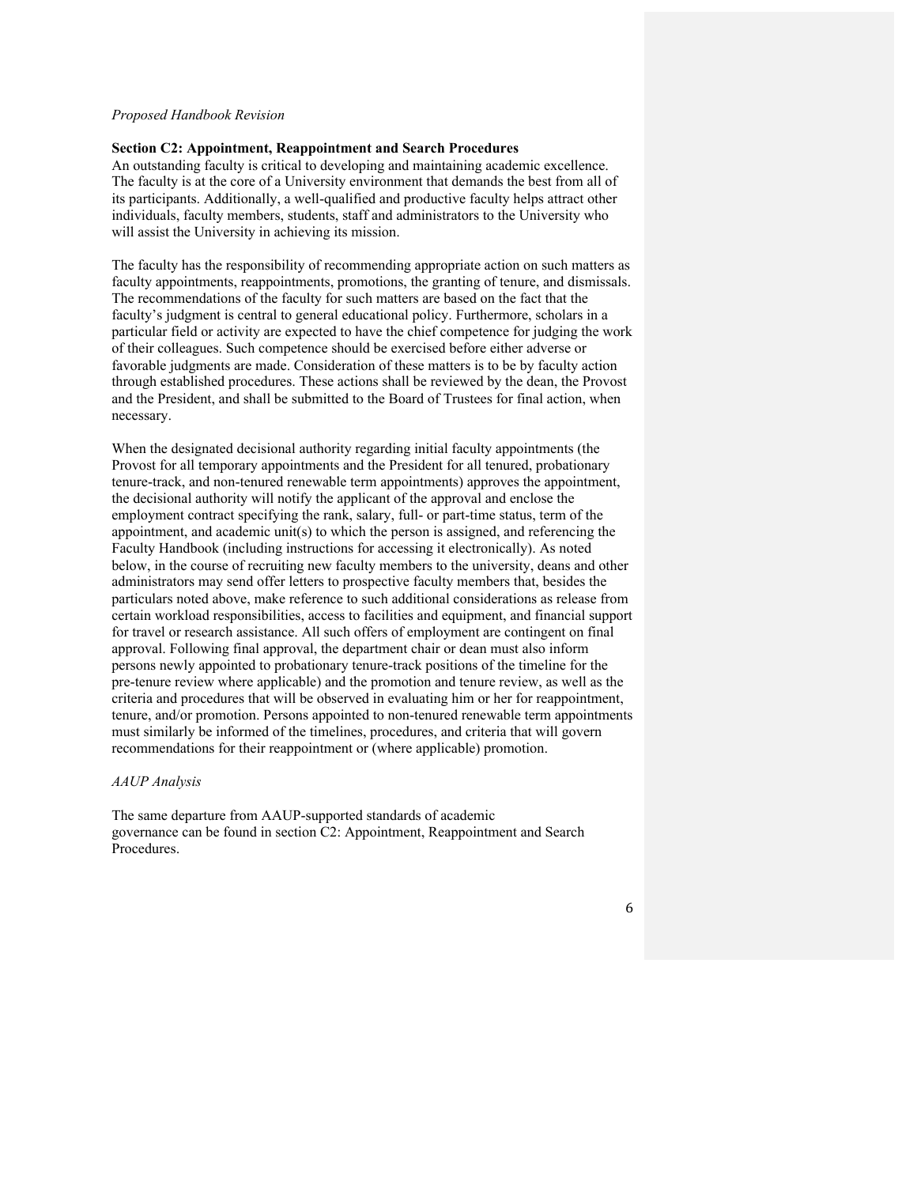*Proposed Handbook Revision*

**Section C2: Appointment, Reappointment and Search Procedures**
An outstanding faculty is critical to developing and maintaining academic excellence. The faculty is at the core of a University environment that demands the best from all of its participants. Additionally, a well-qualified and productive faculty helps attract other individuals, faculty members, students, staff and administrators to the University who will assist the University in achieving its mission.

The faculty has the responsibility of recommending appropriate action on such matters as faculty appointments, reappointments, promotions, the granting of tenure, and dismissals. The recommendations of the faculty for such matters are based on the fact that the faculty's judgment is central to general educational policy. Furthermore, scholars in a particular field or activity are expected to have the chief competence for judging the work of their colleagues. Such competence should be exercised before either adverse or favorable judgments are made. Consideration of these matters is to be by faculty action through established procedures. These actions shall be reviewed by the dean, the Provost and the President, and shall be submitted to the Board of Trustees for final action, when necessary.

When the designated decisional authority regarding initial faculty appointments (the Provost for all temporary appointments and the President for all tenured, probationary tenure-track, and non-tenured renewable term appointments) approves the appointment, the decisional authority will notify the applicant of the approval and enclose the employment contract specifying the rank, salary, full- or part-time status, term of the appointment, and academic unit(s) to which the person is assigned, and referencing the Faculty Handbook (including instructions for accessing it electronically). As noted below, in the course of recruiting new faculty members to the university, deans and other administrators may send offer letters to prospective faculty members that, besides the particulars noted above, make reference to such additional considerations as release from certain workload responsibilities, access to facilities and equipment, and financial support for travel or research assistance. All such offers of employment are contingent on final approval. Following final approval, the department chair or dean must also inform persons newly appointed to probationary tenure-track positions of the timeline for the pre-tenure review where applicable) and the promotion and tenure review, as well as the criteria and procedures that will be observed in evaluating him or her for reappointment, tenure, and/or promotion. Persons appointed to non-tenured renewable term appointments must similarly be informed of the timelines, procedures, and criteria that will govern recommendations for their reappointment or (where applicable) promotion.

*AAUP Analysis*

The same departure from AAUP-supported standards of academic governance can be found in section C2: Appointment, Reappointment and Search Procedures.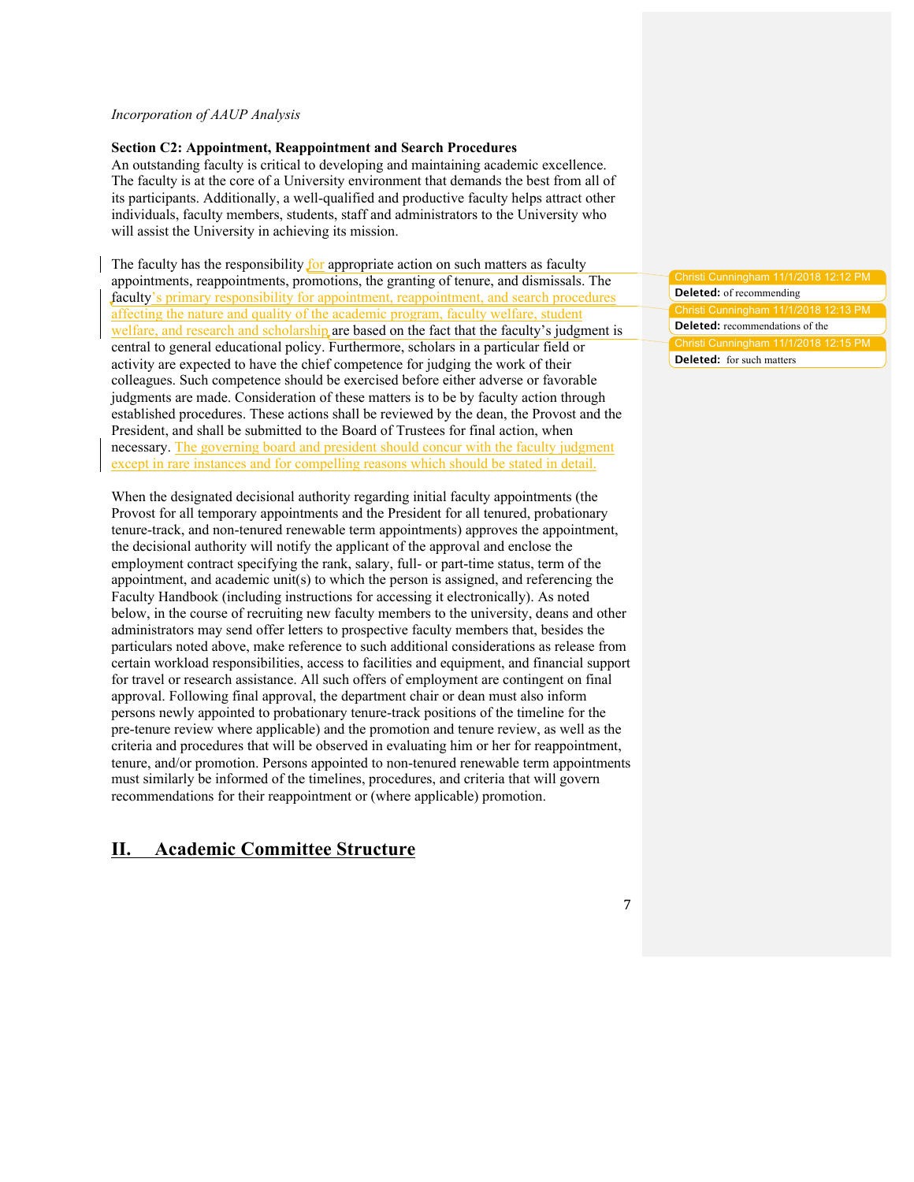*Incorporation of AAUP Analysis*

**Section C2: Appointment, Reappointment and Search Procedures**

An outstanding faculty is critical to developing and maintaining academic excellence. The faculty is at the core of a University environment that demands the best from all of its participants. Additionally, a well-qualified and productive faculty helps attract other individuals, faculty members, students, staff and administrators to the University who will assist the University in achieving its mission.

The faculty has the responsibility for appropriate action on such matters as faculty appointments, reappointments, promotions, the granting of tenure, and dismissals. The faculty's primary responsibility for appointment, reappointment, and search procedures affecting the nature and quality of the academic program, faculty welfare, student welfare, and research and scholarship are based on the fact that the faculty's judgment is central to general educational policy. Furthermore, scholars in a particular field or activity are expected to have the chief competence for judging the work of their colleagues. Such competence should be exercised before either adverse or favorable judgments are made. Consideration of these matters is to be by faculty action through established procedures. These actions shall be reviewed by the dean, the Provost and the President, and shall be submitted to the Board of Trustees for final action, when necessary. The governing board and president should concur with the faculty judgment except in rare instances and for compelling reasons which should be stated in detail.

When the designated decisional authority regarding initial faculty appointments (the Provost for all temporary appointments and the President for all tenured, probationary tenure-track, and non-tenured renewable term appointments) approves the appointment, the decisional authority will notify the applicant of the approval and enclose the employment contract specifying the rank, salary, full- or part-time status, term of the appointment, and academic unit(s) to which the person is assigned, and referencing the Faculty Handbook (including instructions for accessing it electronically). As noted below, in the course of recruiting new faculty members to the university, deans and other administrators may send offer letters to prospective faculty members that, besides the particulars noted above, make reference to such additional considerations as release from certain workload responsibilities, access to facilities and equipment, and financial support for travel or research assistance. All such offers of employment are contingent on final approval. Following final approval, the department chair or dean must also inform persons newly appointed to probationary tenure-track positions of the timeline for the pre-tenure review where applicable) and the promotion and tenure review, as well as the criteria and procedures that will be observed in evaluating him or her for reappointment, tenure, and/or promotion. Persons appointed to non-tenured renewable term appointments must similarly be informed of the timelines, procedures, and criteria that will govern recommendations for their reappointment or (where applicable) promotion.

## II. Academic Committee Structure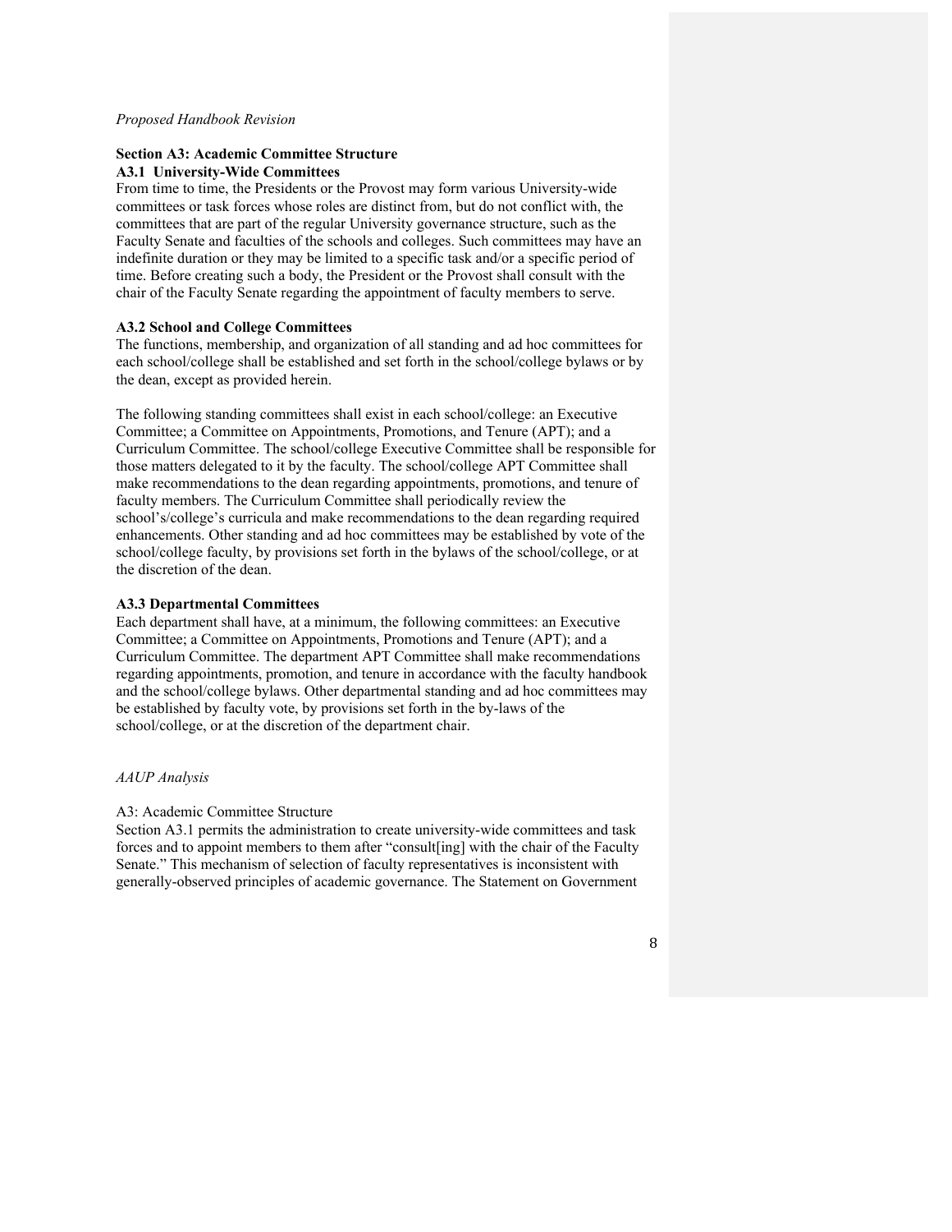*Proposed Handbook Revision*

**Section A3: Academic Committee Structure**
**A3.1 University-Wide Committees**

From time to time, the Presidents or the Provost may form various University-wide committees or task forces whose roles are distinct from, but do not conflict with, the committees that are part of the regular University governance structure, such as the Faculty Senate and faculties of the schools and colleges. Such committees may have an indefinite duration or they may be limited to a specific task and/or a specific period of time. Before creating such a body, the President or the Provost shall consult with the chair of the Faculty Senate regarding the appointment of faculty members to serve.

**A3.2 School and College Committees**

The functions, membership, and organization of all standing and ad hoc committees for each school/college shall be established and set forth in the school/college bylaws or by the dean, except as provided herein.

The following standing committees shall exist in each school/college: an Executive Committee; a Committee on Appointments, Promotions, and Tenure (APT); and a Curriculum Committee. The school/college Executive Committee shall be responsible for those matters delegated to it by the faculty. The school/college APT Committee shall make recommendations to the dean regarding appointments, promotions, and tenure of faculty members. The Curriculum Committee shall periodically review the school's/college's curricula and make recommendations to the dean regarding required enhancements. Other standing and ad hoc committees may be established by vote of the school/college faculty, by provisions set forth in the bylaws of the school/college, or at the discretion of the dean.

**A3.3 Departmental Committees**

Each department shall have, at a minimum, the following committees: an Executive Committee; a Committee on Appointments, Promotions and Tenure (APT); and a Curriculum Committee. The department APT Committee shall make recommendations regarding appointments, promotion, and tenure in accordance with the faculty handbook and the school/college bylaws. Other departmental standing and ad hoc committees may be established by faculty vote, by provisions set forth in the by-laws of the school/college, or at the discretion of the department chair.

*AAUP Analysis*

A3: Academic Committee Structure

Section A3.1 permits the administration to create university-wide committees and task forces and to appoint members to them after "consult[ing] with the chair of the Faculty Senate." This mechanism of selection of faculty representatives is inconsistent with generally-observed principles of academic governance. The Statement on Government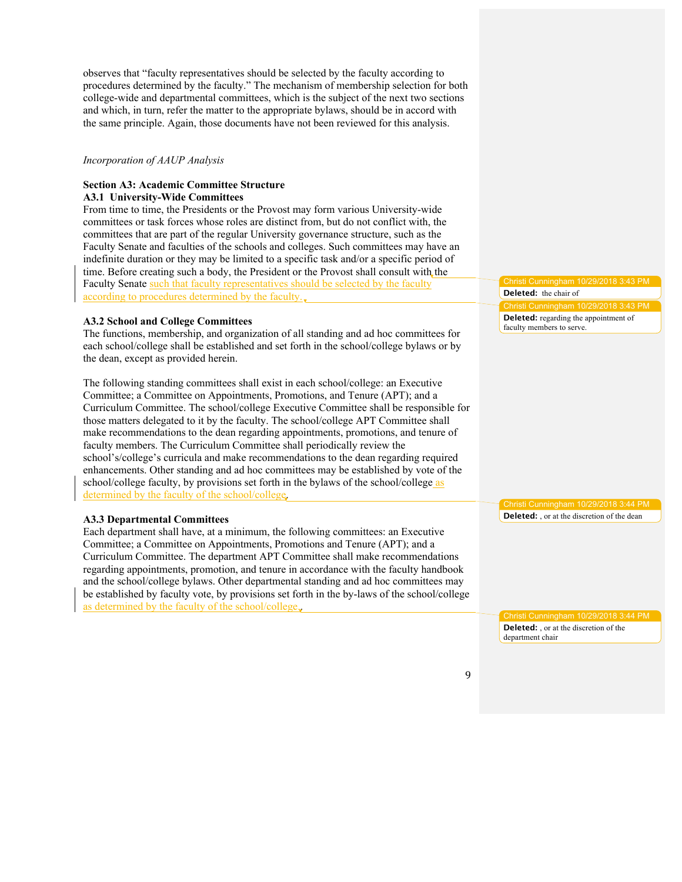observes that "faculty representatives should be selected by the faculty according to procedures determined by the faculty." The mechanism of membership selection for both college-wide and departmental committees, which is the subject of the next two sections and which, in turn, refer the matter to the appropriate bylaws, should be in accord with the same principle. Again, those documents have not been reviewed for this analysis.

*Incorporation of AAUP Analysis*

**Section A3: Academic Committee Structure**

**A3.1 University-Wide Committees**

From time to time, the Presidents or the Provost may form various University-wide committees or task forces whose roles are distinct from, but do not conflict with, the committees that are part of the regular University governance structure, such as the Faculty Senate and faculties of the schools and colleges. Such committees may have an indefinite duration or they may be limited to a specific task and/or a specific period of time. Before creating such a body, the President or the Provost shall consult with the Faculty Senate such that faculty representatives should be selected by the faculty according to procedures determined by the faculty.

Christi Cunningham 10/29/2018 3:43 PM
**Deleted:** the chair of

Christi Cunningham 10/29/2018 3:43 PM
**Deleted:** regarding the appointment of faculty members to serve.

**A3.2 School and College Committees**

The functions, membership, and organization of all standing and ad hoc committees for each school/college shall be established and set forth in the school/college bylaws or by the dean, except as provided herein.

The following standing committees shall exist in each school/college: an Executive Committee; a Committee on Appointments, Promotions, and Tenure (APT); and a Curriculum Committee. The school/college Executive Committee shall be responsible for those matters delegated to it by the faculty. The school/college APT Committee shall make recommendations to the dean regarding appointments, promotions, and tenure of faculty members. The Curriculum Committee shall periodically review the school's/college's curricula and make recommendations to the dean regarding required enhancements. Other standing and ad hoc committees may be established by vote of the school/college faculty, by provisions set forth in the bylaws of the school/college as determined by the faculty of the school/college.

Christi Cunningham 10/29/2018 3:44 PM
**Deleted:** , or at the discretion of the dean

**A3.3 Departmental Committees**

Each department shall have, at a minimum, the following committees: an Executive Committee; a Committee on Appointments, Promotions and Tenure (APT); and a Curriculum Committee. The department APT Committee shall make recommendations regarding appointments, promotion, and tenure in accordance with the faculty handbook and the school/college bylaws. Other departmental standing and ad hoc committees may be established by faculty vote, by provisions set forth in the by-laws of the school/college as determined by the faculty of the school/college.

Christi Cunningham 10/29/2018 3:44 PM
**Deleted:** , or at the discretion of the department chair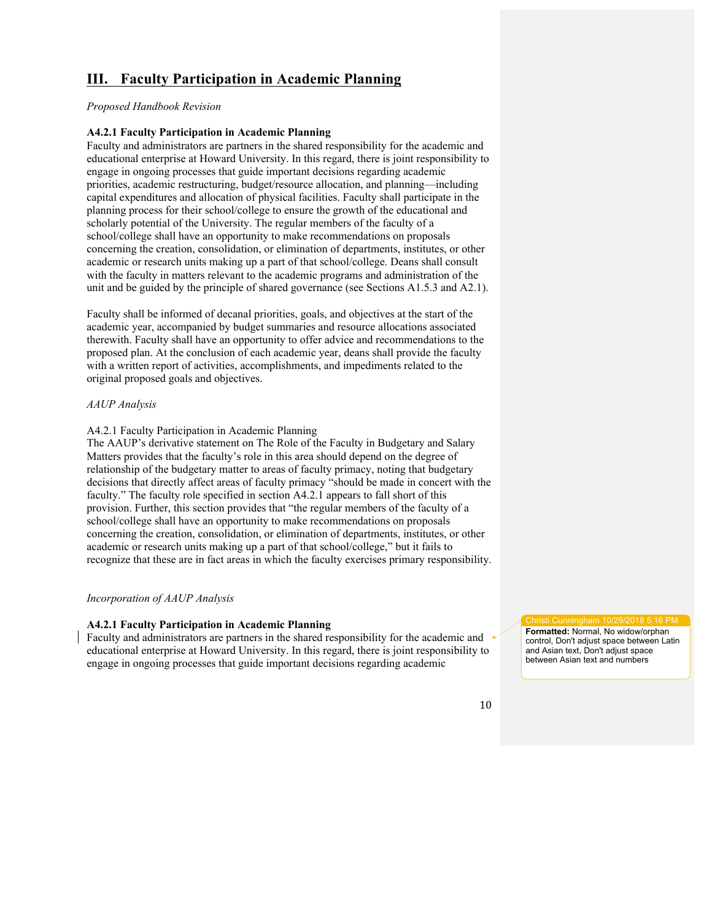## III. Faculty Participation in Academic Planning

*Proposed Handbook Revision*

**A4.2.1 Faculty Participation in Academic Planning**

Faculty and administrators are partners in the shared responsibility for the academic and educational enterprise at Howard University. In this regard, there is joint responsibility to engage in ongoing processes that guide important decisions regarding academic priorities, academic restructuring, budget/resource allocation, and planning—including capital expenditures and allocation of physical facilities. Faculty shall participate in the planning process for their school/college to ensure the growth of the educational and scholarly potential of the University. The regular members of the faculty of a school/college shall have an opportunity to make recommendations on proposals concerning the creation, consolidation, or elimination of departments, institutes, or other academic or research units making up a part of that school/college. Deans shall consult with the faculty in matters relevant to the academic programs and administration of the unit and be guided by the principle of shared governance (see Sections A1.5.3 and A2.1).

Faculty shall be informed of decanal priorities, goals, and objectives at the start of the academic year, accompanied by budget summaries and resource allocations associated therewith. Faculty shall have an opportunity to offer advice and recommendations to the proposed plan. At the conclusion of each academic year, deans shall provide the faculty with a written report of activities, accomplishments, and impediments related to the original proposed goals and objectives.

*AAUP Analysis*

A4.2.1 Faculty Participation in Academic Planning

The AAUP's derivative statement on The Role of the Faculty in Budgetary and Salary Matters provides that the faculty's role in this area should depend on the degree of relationship of the budgetary matter to areas of faculty primacy, noting that budgetary decisions that directly affect areas of faculty primacy "should be made in concert with the faculty." The faculty role specified in section A4.2.1 appears to fall short of this provision. Further, this section provides that "the regular members of the faculty of a school/college shall have an opportunity to make recommendations on proposals concerning the creation, consolidation, or elimination of departments, institutes, or other academic or research units making up a part of that school/college," but it fails to recognize that these are in fact areas in which the faculty exercises primary responsibility.

*Incorporation of AAUP Analysis*

**A4.2.1 Faculty Participation in Academic Planning**

Faculty and administrators are partners in the shared responsibility for the academic and educational enterprise at Howard University. In this regard, there is joint responsibility to engage in ongoing processes that guide important decisions regarding academic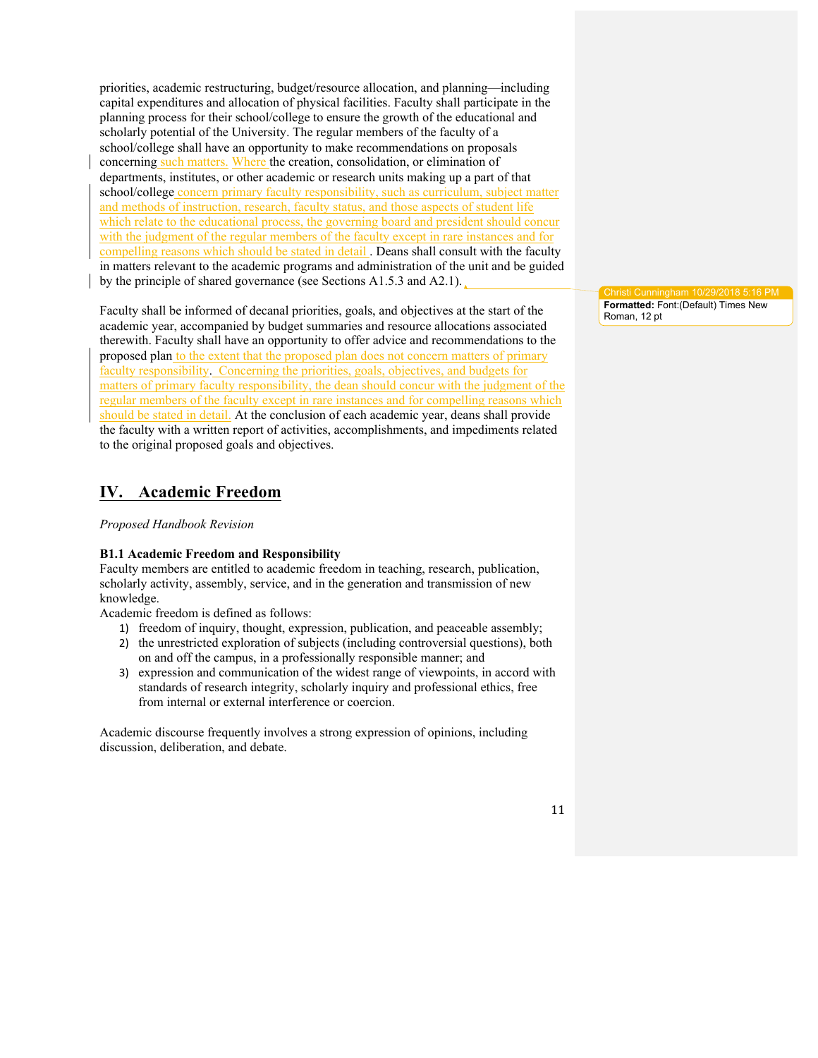priorities, academic restructuring, budget/resource allocation, and planning—including capital expenditures and allocation of physical facilities. Faculty shall participate in the planning process for their school/college to ensure the growth of the educational and scholarly potential of the University. The regular members of the faculty of a school/college shall have an opportunity to make recommendations on proposals concerning such matters. Where the creation, consolidation, or elimination of departments, institutes, or other academic or research units making up a part of that school/college concern primary faculty responsibility, such as curriculum, subject matter and methods of instruction, research, faculty status, and those aspects of student life which relate to the educational process, the governing board and president should concur with the judgment of the regular members of the faculty except in rare instances and for compelling reasons which should be stated in detail . Deans shall consult with the faculty in matters relevant to the academic programs and administration of the unit and be guided by the principle of shared governance (see Sections A1.5.3 and A2.1).

Faculty shall be informed of decanal priorities, goals, and objectives at the start of the academic year, accompanied by budget summaries and resource allocations associated therewith. Faculty shall have an opportunity to offer advice and recommendations to the proposed plan to the extent that the proposed plan does not concern matters of primary faculty responsibility. Concerning the priorities, goals, objectives, and budgets for matters of primary faculty responsibility, the dean should concur with the judgment of the regular members of the faculty except in rare instances and for compelling reasons which should be stated in detail. At the conclusion of each academic year, deans shall provide the faculty with a written report of activities, accomplishments, and impediments related to the original proposed goals and objectives.

## IV. Academic Freedom

*Proposed Handbook Revision*

**B1.1 Academic Freedom and Responsibility**

Faculty members are entitled to academic freedom in teaching, research, publication, scholarly activity, assembly, service, and in the generation and transmission of new knowledge.

Academic freedom is defined as follows:

1) freedom of inquiry, thought, expression, publication, and peaceable assembly;
2) the unrestricted exploration of subjects (including controversial questions), both on and off the campus, in a professionally responsible manner; and
3) expression and communication of the widest range of viewpoints, in accord with standards of research integrity, scholarly inquiry and professional ethics, free from internal or external interference or coercion.

Academic discourse frequently involves a strong expression of opinions, including discussion, deliberation, and debate.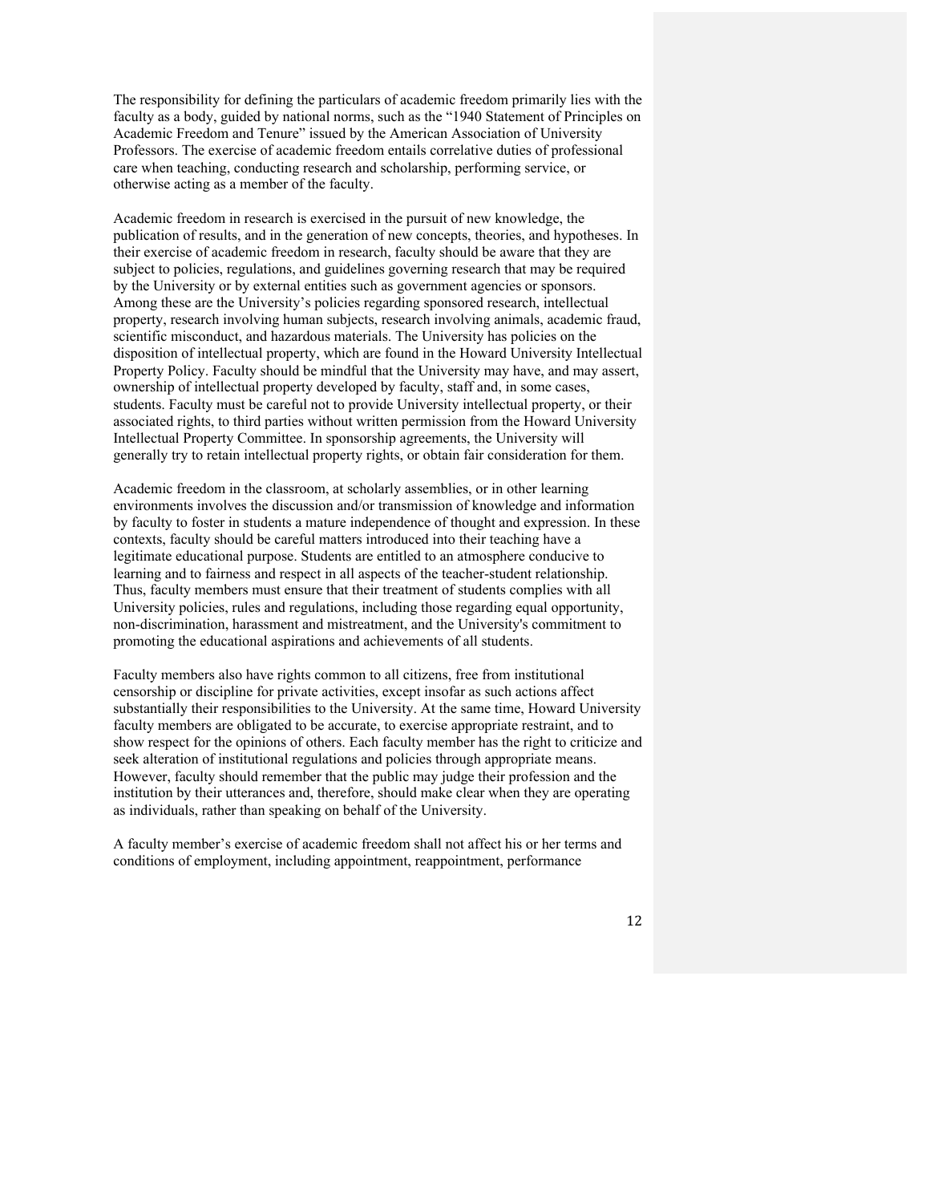The responsibility for defining the particulars of academic freedom primarily lies with the faculty as a body, guided by national norms, such as the "1940 Statement of Principles on Academic Freedom and Tenure" issued by the American Association of University Professors. The exercise of academic freedom entails correlative duties of professional care when teaching, conducting research and scholarship, performing service, or otherwise acting as a member of the faculty.

Academic freedom in research is exercised in the pursuit of new knowledge, the publication of results, and in the generation of new concepts, theories, and hypotheses. In their exercise of academic freedom in research, faculty should be aware that they are subject to policies, regulations, and guidelines governing research that may be required by the University or by external entities such as government agencies or sponsors. Among these are the University's policies regarding sponsored research, intellectual property, research involving human subjects, research involving animals, academic fraud, scientific misconduct, and hazardous materials. The University has policies on the disposition of intellectual property, which are found in the Howard University Intellectual Property Policy. Faculty should be mindful that the University may have, and may assert, ownership of intellectual property developed by faculty, staff and, in some cases, students. Faculty must be careful not to provide University intellectual property, or their associated rights, to third parties without written permission from the Howard University Intellectual Property Committee. In sponsorship agreements, the University will generally try to retain intellectual property rights, or obtain fair consideration for them.

Academic freedom in the classroom, at scholarly assemblies, or in other learning environments involves the discussion and/or transmission of knowledge and information by faculty to foster in students a mature independence of thought and expression. In these contexts, faculty should be careful matters introduced into their teaching have a legitimate educational purpose. Students are entitled to an atmosphere conducive to learning and to fairness and respect in all aspects of the teacher-student relationship. Thus, faculty members must ensure that their treatment of students complies with all University policies, rules and regulations, including those regarding equal opportunity, non-discrimination, harassment and mistreatment, and the University's commitment to promoting the educational aspirations and achievements of all students.

Faculty members also have rights common to all citizens, free from institutional censorship or discipline for private activities, except insofar as such actions affect substantially their responsibilities to the University. At the same time, Howard University faculty members are obligated to be accurate, to exercise appropriate restraint, and to show respect for the opinions of others. Each faculty member has the right to criticize and seek alteration of institutional regulations and policies through appropriate means. However, faculty should remember that the public may judge their profession and the institution by their utterances and, therefore, should make clear when they are operating as individuals, rather than speaking on behalf of the University.

A faculty member's exercise of academic freedom shall not affect his or her terms and conditions of employment, including appointment, reappointment, performance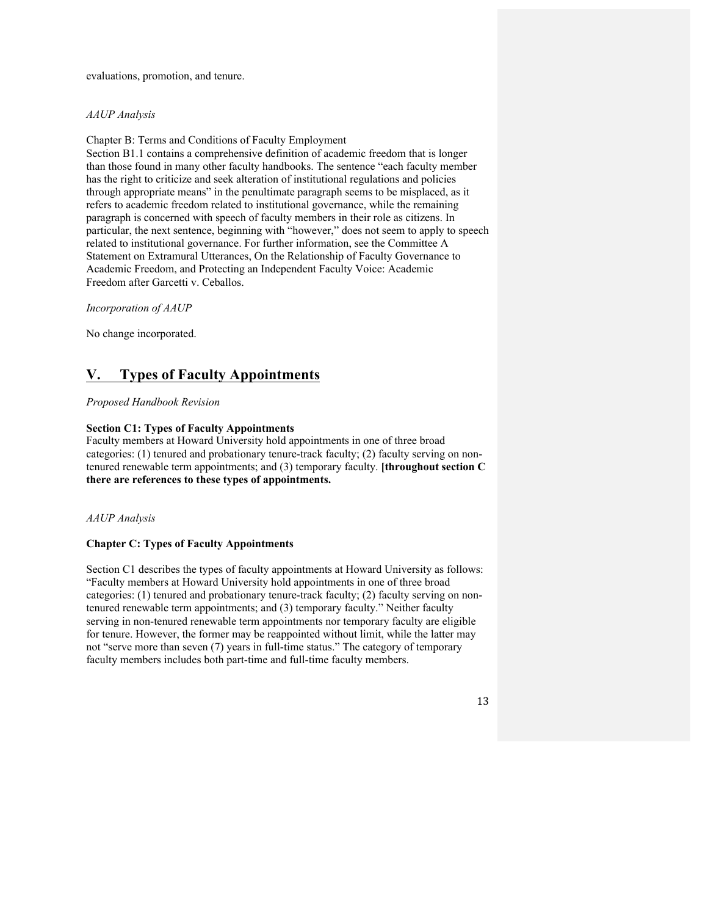evaluations, promotion, and tenure.

*AAUP Analysis*

Chapter B: Terms and Conditions of Faculty Employment
Section B1.1 contains a comprehensive definition of academic freedom that is longer than those found in many other faculty handbooks. The sentence "each faculty member has the right to criticize and seek alteration of institutional regulations and policies through appropriate means" in the penultimate paragraph seems to be misplaced, as it refers to academic freedom related to institutional governance, while the remaining paragraph is concerned with speech of faculty members in their role as citizens. In particular, the next sentence, beginning with "however," does not seem to apply to speech related to institutional governance. For further information, see the Committee A Statement on Extramural Utterances, On the Relationship of Faculty Governance to Academic Freedom, and Protecting an Independent Faculty Voice: Academic Freedom after Garcetti v. Ceballos.

*Incorporation of AAUP*

No change incorporated.

## V. Types of Faculty Appointments

*Proposed Handbook Revision*

**Section C1: Types of Faculty Appointments**
Faculty members at Howard University hold appointments in one of three broad categories: (1) tenured and probationary tenure-track faculty; (2) faculty serving on non-tenured renewable term appointments; and (3) temporary faculty. **[throughout section C there are references to these types of appointments.**

*AAUP Analysis*

**Chapter C: Types of Faculty Appointments**

Section C1 describes the types of faculty appointments at Howard University as follows: "Faculty members at Howard University hold appointments in one of three broad categories: (1) tenured and probationary tenure-track faculty; (2) faculty serving on non-tenured renewable term appointments; and (3) temporary faculty." Neither faculty serving in non-tenured renewable term appointments nor temporary faculty are eligible for tenure. However, the former may be reappointed without limit, while the latter may not "serve more than seven (7) years in full-time status." The category of temporary faculty members includes both part-time and full-time faculty members.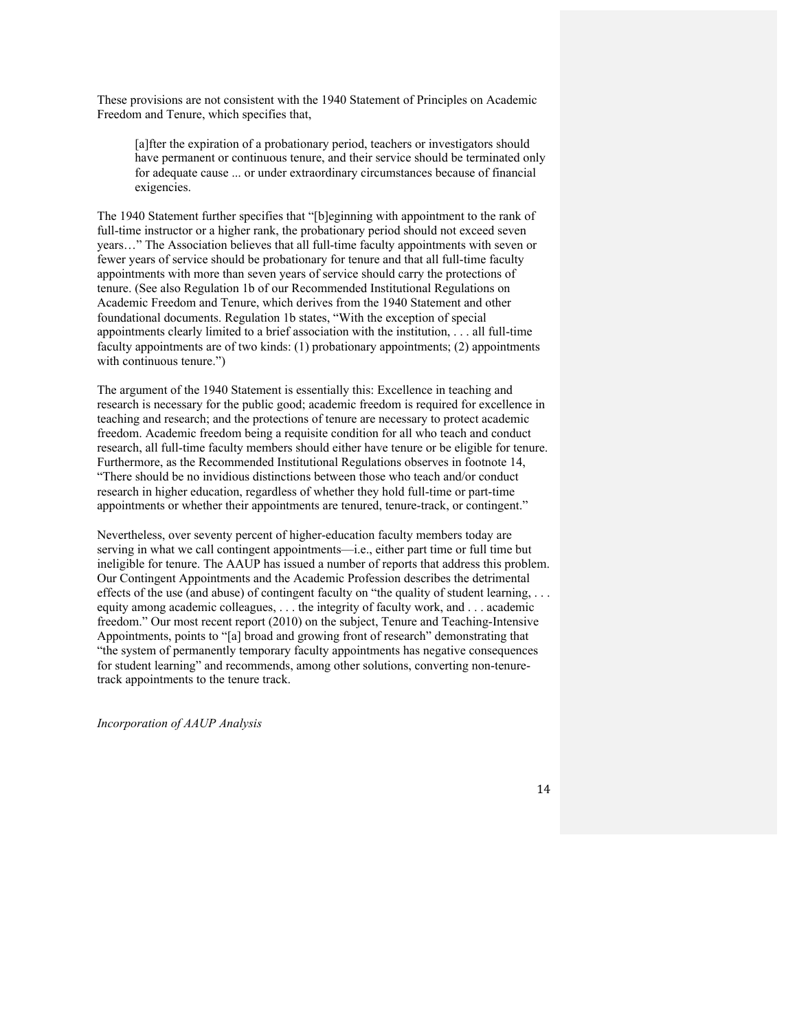These provisions are not consistent with the 1940 Statement of Principles on Academic Freedom and Tenure, which specifies that,

> [a]fter the expiration of a probationary period, teachers or investigators should have permanent or continuous tenure, and their service should be terminated only for adequate cause ... or under extraordinary circumstances because of financial exigencies.

The 1940 Statement further specifies that "[b]eginning with appointment to the rank of full-time instructor or a higher rank, the probationary period should not exceed seven years…" The Association believes that all full-time faculty appointments with seven or fewer years of service should be probationary for tenure and that all full-time faculty appointments with more than seven years of service should carry the protections of tenure. (See also Regulation 1b of our Recommended Institutional Regulations on Academic Freedom and Tenure, which derives from the 1940 Statement and other foundational documents. Regulation 1b states, "With the exception of special appointments clearly limited to a brief association with the institution, . . . all full-time faculty appointments are of two kinds: (1) probationary appointments; (2) appointments with continuous tenure.")

The argument of the 1940 Statement is essentially this: Excellence in teaching and research is necessary for the public good; academic freedom is required for excellence in teaching and research; and the protections of tenure are necessary to protect academic freedom. Academic freedom being a requisite condition for all who teach and conduct research, all full-time faculty members should either have tenure or be eligible for tenure. Furthermore, as the Recommended Institutional Regulations observes in footnote 14, "There should be no invidious distinctions between those who teach and/or conduct research in higher education, regardless of whether they hold full-time or part-time appointments or whether their appointments are tenured, tenure-track, or contingent."

Nevertheless, over seventy percent of higher-education faculty members today are serving in what we call contingent appointments—i.e., either part time or full time but ineligible for tenure. The AAUP has issued a number of reports that address this problem. Our Contingent Appointments and the Academic Profession describes the detrimental effects of the use (and abuse) of contingent faculty on "the quality of student learning, . . . equity among academic colleagues, . . . the integrity of faculty work, and . . . academic freedom." Our most recent report (2010) on the subject, Tenure and Teaching-Intensive Appointments, points to "[a] broad and growing front of research" demonstrating that "the system of permanently temporary faculty appointments has negative consequences for student learning" and recommends, among other solutions, converting non-tenure-track appointments to the tenure track.

*Incorporation of AAUP Analysis*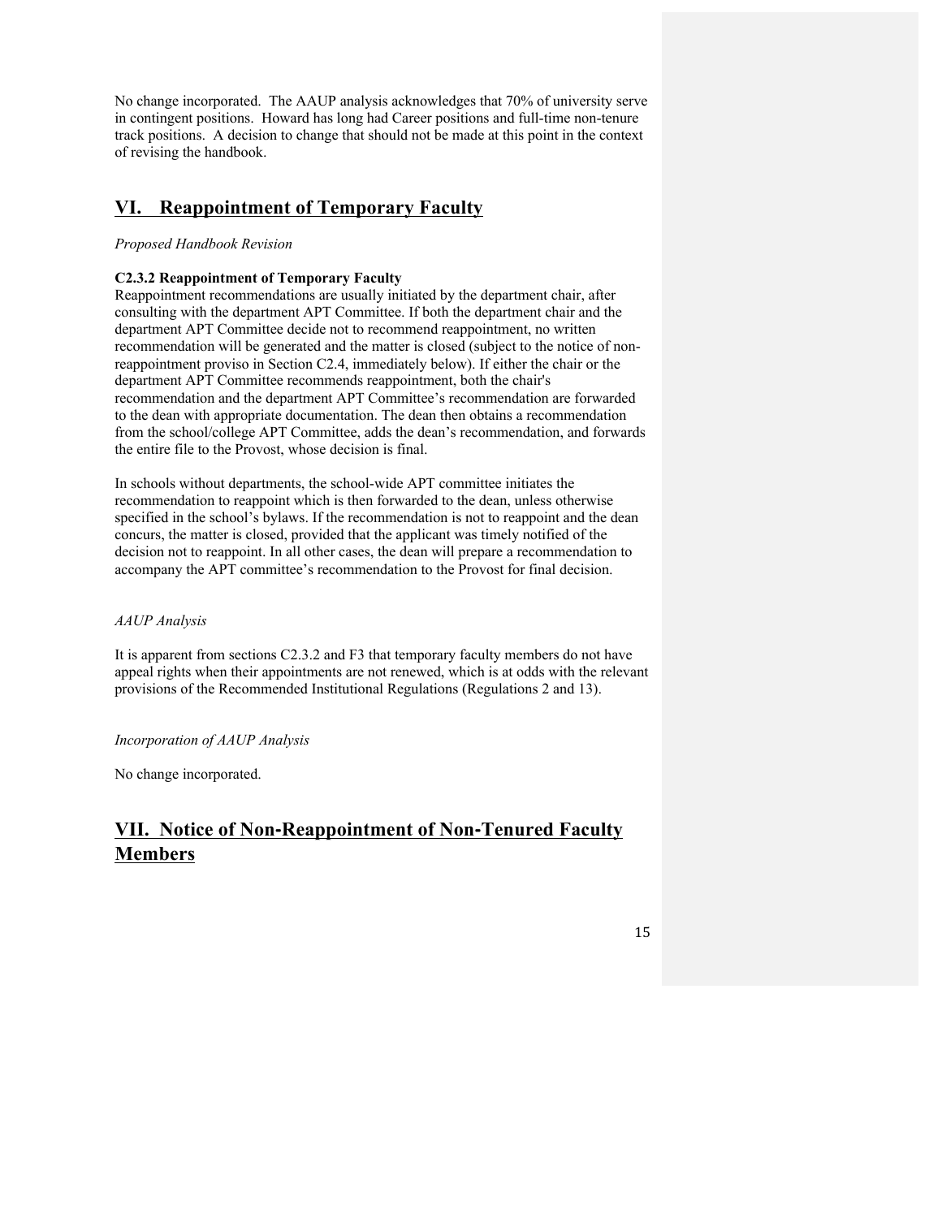No change incorporated. The AAUP analysis acknowledges that 70% of university serve in contingent positions. Howard has long had Career positions and full-time non-tenure track positions. A decision to change that should not be made at this point in the context of revising the handbook.

## VI. Reappointment of Temporary Faculty

*Proposed Handbook Revision*

**C2.3.2 Reappointment of Temporary Faculty**
Reappointment recommendations are usually initiated by the department chair, after consulting with the department APT Committee. If both the department chair and the department APT Committee decide not to recommend reappointment, no written recommendation will be generated and the matter is closed (subject to the notice of non-reappointment proviso in Section C2.4, immediately below). If either the chair or the department APT Committee recommends reappointment, both the chair's recommendation and the department APT Committee's recommendation are forwarded to the dean with appropriate documentation. The dean then obtains a recommendation from the school/college APT Committee, adds the dean's recommendation, and forwards the entire file to the Provost, whose decision is final.

In schools without departments, the school-wide APT committee initiates the recommendation to reappoint which is then forwarded to the dean, unless otherwise specified in the school's bylaws. If the recommendation is not to reappoint and the dean concurs, the matter is closed, provided that the applicant was timely notified of the decision not to reappoint. In all other cases, the dean will prepare a recommendation to accompany the APT committee's recommendation to the Provost for final decision.

*AAUP Analysis*

It is apparent from sections C2.3.2 and F3 that temporary faculty members do not have appeal rights when their appointments are not renewed, which is at odds with the relevant provisions of the Recommended Institutional Regulations (Regulations 2 and 13).

*Incorporation of AAUP Analysis*

No change incorporated.

## VII. Notice of Non-Reappointment of Non-Tenured Faculty Members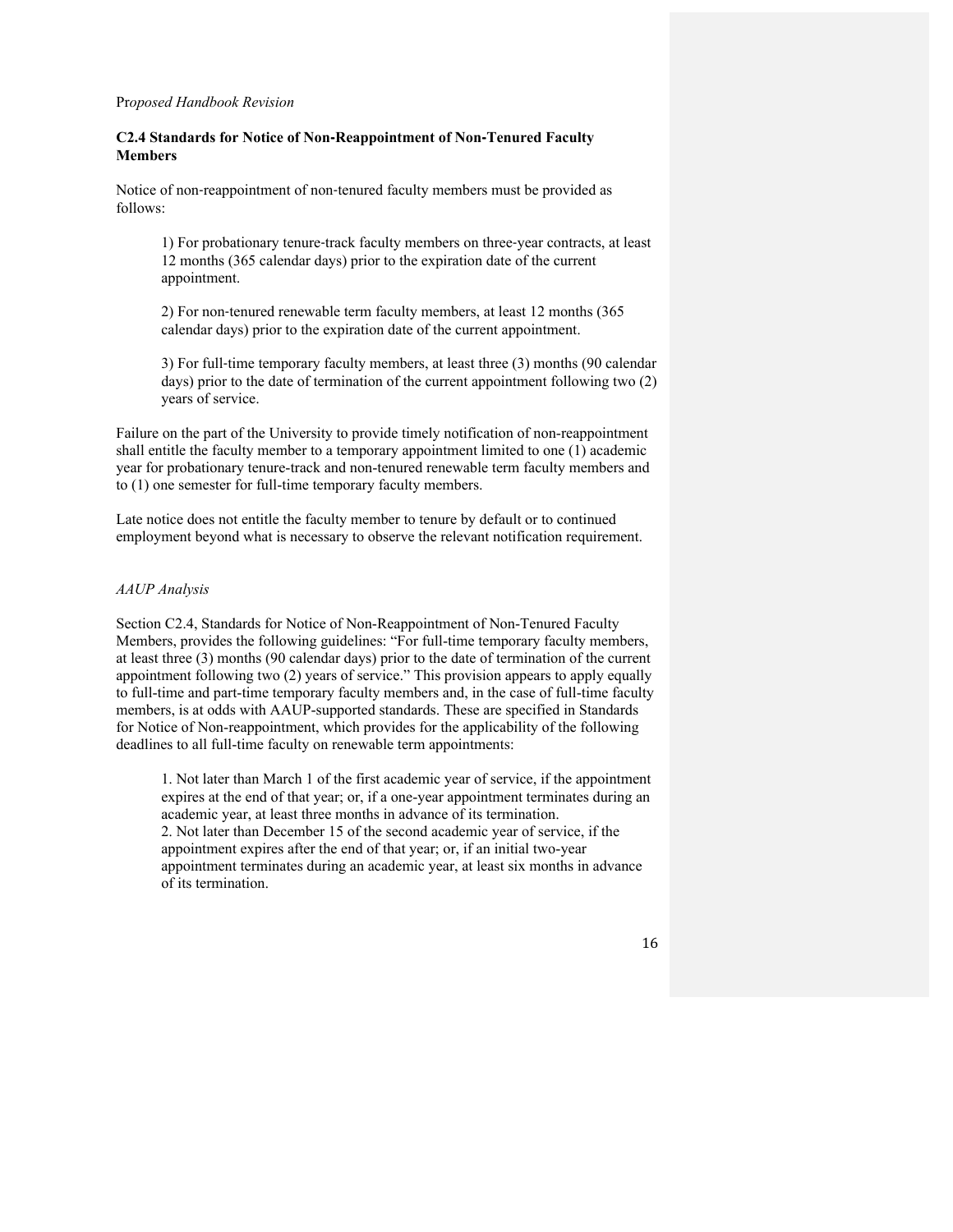*Proposed Handbook Revision*

**C2.4 Standards for Notice of Non-Reappointment of Non-Tenured Faculty Members**

Notice of non-reappointment of non-tenured faculty members must be provided as follows:

> 1) For probationary tenure-track faculty members on three-year contracts, at least 12 months (365 calendar days) prior to the expiration date of the current appointment.
>
> 2) For non-tenured renewable term faculty members, at least 12 months (365 calendar days) prior to the expiration date of the current appointment.
>
> 3) For full-time temporary faculty members, at least three (3) months (90 calendar days) prior to the date of termination of the current appointment following two (2) years of service.

Failure on the part of the University to provide timely notification of non-reappointment shall entitle the faculty member to a temporary appointment limited to one (1) academic year for probationary tenure-track and non-tenured renewable term faculty members and to (1) one semester for full-time temporary faculty members.

Late notice does not entitle the faculty member to tenure by default or to continued employment beyond what is necessary to observe the relevant notification requirement.

*AAUP Analysis*

Section C2.4, Standards for Notice of Non-Reappointment of Non-Tenured Faculty Members, provides the following guidelines: "For full-time temporary faculty members, at least three (3) months (90 calendar days) prior to the date of termination of the current appointment following two (2) years of service." This provision appears to apply equally to full-time and part-time temporary faculty members and, in the case of full-time faculty members, is at odds with AAUP-supported standards. These are specified in Standards for Notice of Non-reappointment, which provides for the applicability of the following deadlines to all full-time faculty on renewable term appointments:

> 1. Not later than March 1 of the first academic year of service, if the appointment expires at the end of that year; or, if a one-year appointment terminates during an academic year, at least three months in advance of its termination.
> 2. Not later than December 15 of the second academic year of service, if the appointment expires after the end of that year; or, if an initial two-year appointment terminates during an academic year, at least six months in advance of its termination.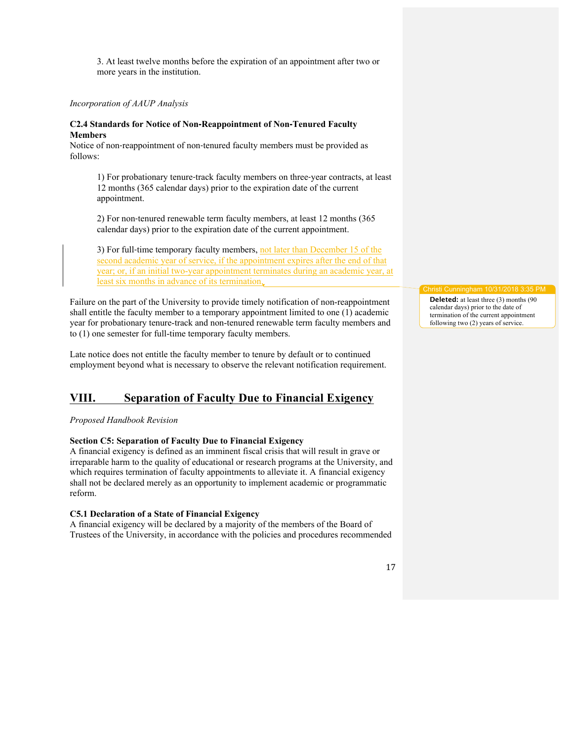3. At least twelve months before the expiration of an appointment after two or more years in the institution.

*Incorporation of AAUP Analysis*

**C2.4 Standards for Notice of Non-Reappointment of Non-Tenured Faculty Members**

Notice of non-reappointment of non-tenured faculty members must be provided as follows:

1) For probationary tenure-track faculty members on three-year contracts, at least 12 months (365 calendar days) prior to the expiration date of the current appointment.

2) For non-tenured renewable term faculty members, at least 12 months (365 calendar days) prior to the expiration date of the current appointment.

3) For full-time temporary faculty members, not later than December 15 of the second academic year of service, if the appointment expires after the end of that year; or, if an initial two-year appointment terminates during an academic year, at least six months in advance of its termination.

Christi Cunningham 10/31/2018 3:35 PM
**Deleted:** at least three (3) months (90 calendar days) prior to the date of termination of the current appointment following two (2) years of service.

Failure on the part of the University to provide timely notification of non-reappointment shall entitle the faculty member to a temporary appointment limited to one (1) academic year for probationary tenure-track and non-tenured renewable term faculty members and to (1) one semester for full-time temporary faculty members.

Late notice does not entitle the faculty member to tenure by default or to continued employment beyond what is necessary to observe the relevant notification requirement.

## VIII. Separation of Faculty Due to Financial Exigency

*Proposed Handbook Revision*

**Section C5: Separation of Faculty Due to Financial Exigency**

A financial exigency is defined as an imminent fiscal crisis that will result in grave or irreparable harm to the quality of educational or research programs at the University, and which requires termination of faculty appointments to alleviate it. A financial exigency shall not be declared merely as an opportunity to implement academic or programmatic reform.

**C5.1 Declaration of a State of Financial Exigency**

A financial exigency will be declared by a majority of the members of the Board of Trustees of the University, in accordance with the policies and procedures recommended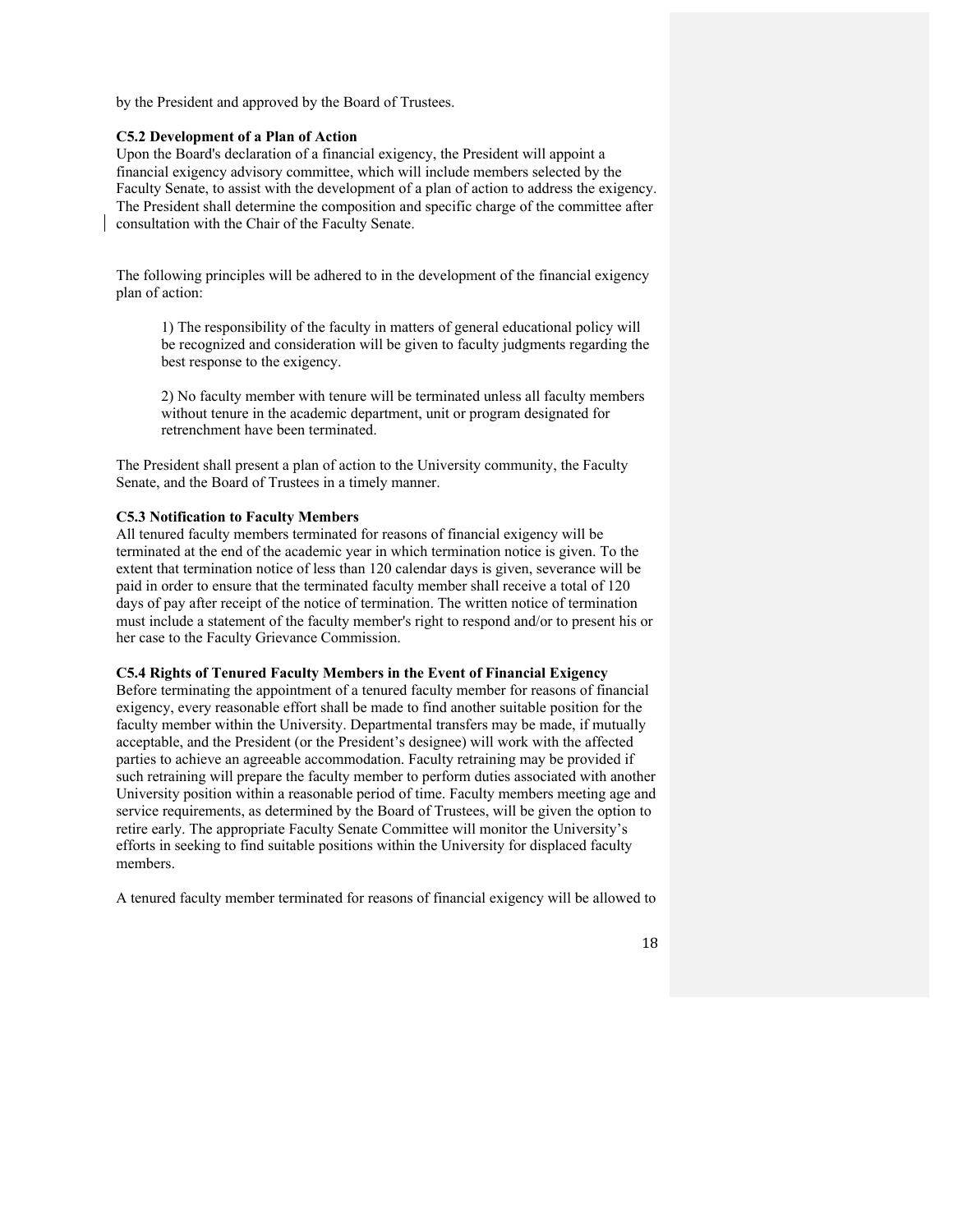by the President and approved by the Board of Trustees.

**C5.2 Development of a Plan of Action**

Upon the Board's declaration of a financial exigency, the President will appoint a financial exigency advisory committee, which will include members selected by the Faculty Senate, to assist with the development of a plan of action to address the exigency. The President shall determine the composition and specific charge of the committee after consultation with the Chair of the Faculty Senate.

The following principles will be adhered to in the development of the financial exigency plan of action:

1) The responsibility of the faculty in matters of general educational policy will be recognized and consideration will be given to faculty judgments regarding the best response to the exigency.

2) No faculty member with tenure will be terminated unless all faculty members without tenure in the academic department, unit or program designated for retrenchment have been terminated.

The President shall present a plan of action to the University community, the Faculty Senate, and the Board of Trustees in a timely manner.

**C5.3 Notification to Faculty Members**

All tenured faculty members terminated for reasons of financial exigency will be terminated at the end of the academic year in which termination notice is given. To the extent that termination notice of less than 120 calendar days is given, severance will be paid in order to ensure that the terminated faculty member shall receive a total of 120 days of pay after receipt of the notice of termination. The written notice of termination must include a statement of the faculty member's right to respond and/or to present his or her case to the Faculty Grievance Commission.

**C5.4 Rights of Tenured Faculty Members in the Event of Financial Exigency**

Before terminating the appointment of a tenured faculty member for reasons of financial exigency, every reasonable effort shall be made to find another suitable position for the faculty member within the University. Departmental transfers may be made, if mutually acceptable, and the President (or the President's designee) will work with the affected parties to achieve an agreeable accommodation. Faculty retraining may be provided if such retraining will prepare the faculty member to perform duties associated with another University position within a reasonable period of time. Faculty members meeting age and service requirements, as determined by the Board of Trustees, will be given the option to retire early. The appropriate Faculty Senate Committee will monitor the University's efforts in seeking to find suitable positions within the University for displaced faculty members.

A tenured faculty member terminated for reasons of financial exigency will be allowed to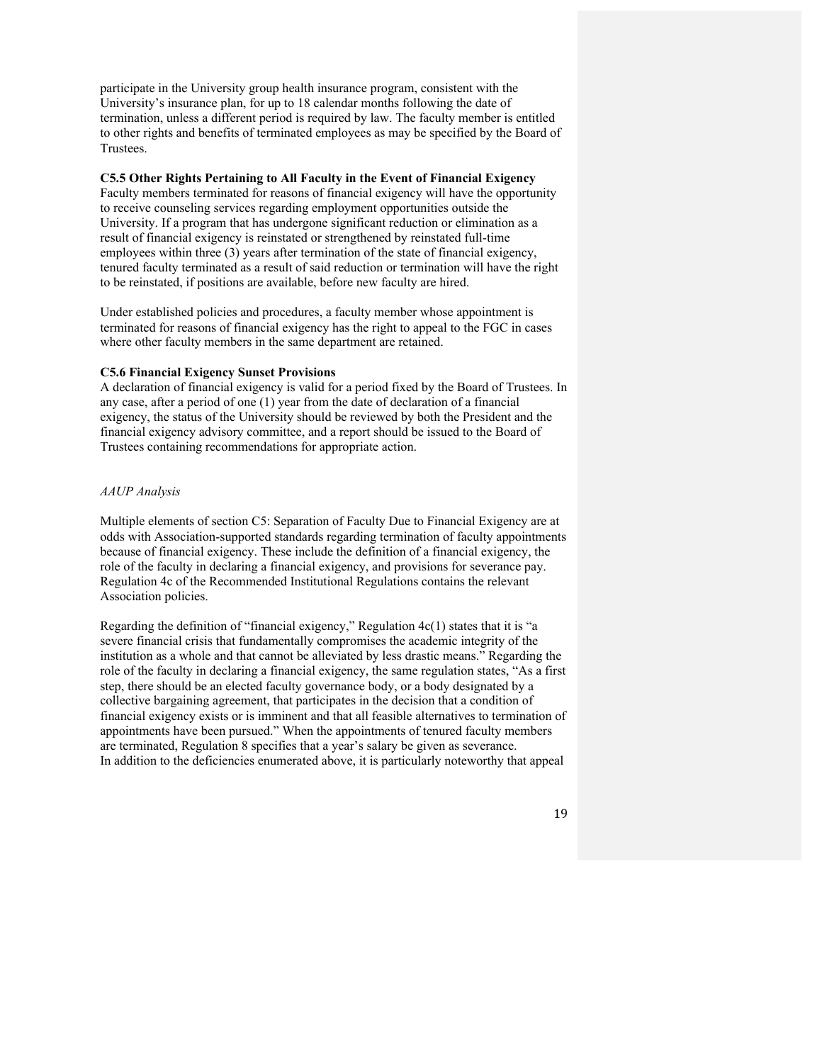participate in the University group health insurance program, consistent with the University's insurance plan, for up to 18 calendar months following the date of termination, unless a different period is required by law. The faculty member is entitled to other rights and benefits of terminated employees as may be specified by the Board of Trustees.

**C5.5 Other Rights Pertaining to All Faculty in the Event of Financial Exigency**
Faculty members terminated for reasons of financial exigency will have the opportunity to receive counseling services regarding employment opportunities outside the University. If a program that has undergone significant reduction or elimination as a result of financial exigency is reinstated or strengthened by reinstated full-time employees within three (3) years after termination of the state of financial exigency, tenured faculty terminated as a result of said reduction or termination will have the right to be reinstated, if positions are available, before new faculty are hired.

Under established policies and procedures, a faculty member whose appointment is terminated for reasons of financial exigency has the right to appeal to the FGC in cases where other faculty members in the same department are retained.

**C5.6 Financial Exigency Sunset Provisions**
A declaration of financial exigency is valid for a period fixed by the Board of Trustees. In any case, after a period of one (1) year from the date of declaration of a financial exigency, the status of the University should be reviewed by both the President and the financial exigency advisory committee, and a report should be issued to the Board of Trustees containing recommendations for appropriate action.

*AAUP Analysis*

Multiple elements of section C5: Separation of Faculty Due to Financial Exigency are at odds with Association-supported standards regarding termination of faculty appointments because of financial exigency. These include the definition of a financial exigency, the role of the faculty in declaring a financial exigency, and provisions for severance pay. Regulation 4c of the Recommended Institutional Regulations contains the relevant Association policies.

Regarding the definition of "financial exigency," Regulation 4c(1) states that it is "a severe financial crisis that fundamentally compromises the academic integrity of the institution as a whole and that cannot be alleviated by less drastic means." Regarding the role of the faculty in declaring a financial exigency, the same regulation states, "As a first step, there should be an elected faculty governance body, or a body designated by a collective bargaining agreement, that participates in the decision that a condition of financial exigency exists or is imminent and that all feasible alternatives to termination of appointments have been pursued." When the appointments of tenured faculty members are terminated, Regulation 8 specifies that a year's salary be given as severance.
In addition to the deficiencies enumerated above, it is particularly noteworthy that appeal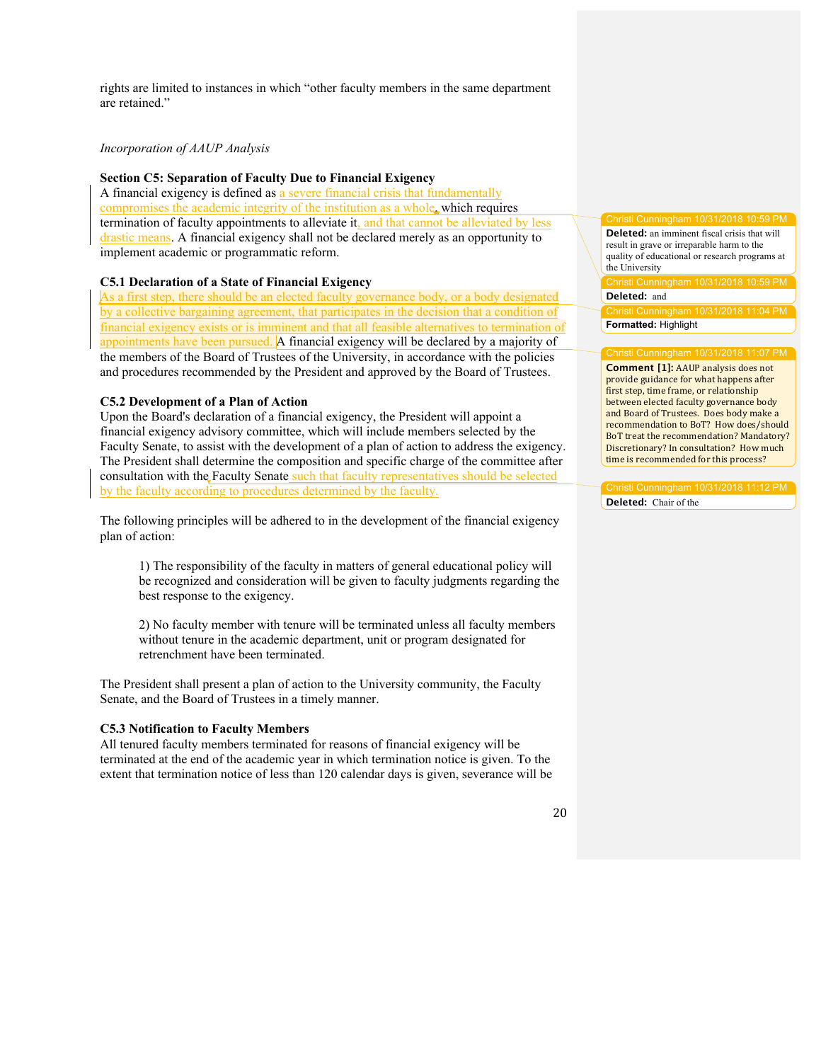rights are limited to instances in which "other faculty members in the same department are retained."

*Incorporation of AAUP Analysis*

**Section C5: Separation of Faculty Due to Financial Exigency**

A financial exigency is defined as a severe financial crisis that fundamentally compromises the academic integrity of the institution as a whole, which requires termination of faculty appointments to alleviate it, and that cannot be alleviated by less drastic means. A financial exigency shall not be declared merely as an opportunity to implement academic or programmatic reform.

**C5.1 Declaration of a State of Financial Exigency**

As a first step, there should be an elected faculty governance body, or a body designated by a collective bargaining agreement, that participates in the decision that a condition of financial exigency exists or is imminent and that all feasible alternatives to termination of appointments have been pursued. A financial exigency will be declared by a majority of the members of the Board of Trustees of the University, in accordance with the policies and procedures recommended by the President and approved by the Board of Trustees.

**C5.2 Development of a Plan of Action**

Upon the Board's declaration of a financial exigency, the President will appoint a financial exigency advisory committee, which will include members selected by the Faculty Senate, to assist with the development of a plan of action to address the exigency. The President shall determine the composition and specific charge of the committee after consultation with the Faculty Senate such that faculty representatives should be selected by the faculty according to procedures determined by the faculty.

The following principles will be adhered to in the development of the financial exigency plan of action:

> 1) The responsibility of the faculty in matters of general educational policy will be recognized and consideration will be given to faculty judgments regarding the best response to the exigency.
>
> 2) No faculty member with tenure will be terminated unless all faculty members without tenure in the academic department, unit or program designated for retrenchment have been terminated.

The President shall present a plan of action to the University community, the Faculty Senate, and the Board of Trustees in a timely manner.

**C5.3 Notification to Faculty Members**

All tenured faculty members terminated for reasons of financial exigency will be terminated at the end of the academic year in which termination notice is given. To the extent that termination notice of less than 120 calendar days is given, severance will be

Christi Cunningham 10/31/2018 10:59 PM
**Deleted:** an imminent fiscal crisis that will result in grave or irreparable harm to the quality of educational or research programs at the University

Christi Cunningham 10/31/2018 10:59 PM
**Deleted:** and

Christi Cunningham 10/31/2018 11:04 PM
**Formatted:** Highlight

Christi Cunningham 10/31/2018 11:07 PM
**Comment [1]:** AAUP analysis does not provide guidance for what happens after first step, time frame, or relationship between elected faculty governance body and Board of Trustees. Does body make a recommendation to BoT? How does/should BoT treat the recommendation? Mandatory? Discretionary? In consultation? How much time is recommended for this process?

Christi Cunningham 10/31/2018 11:12 PM
**Deleted:** Chair of the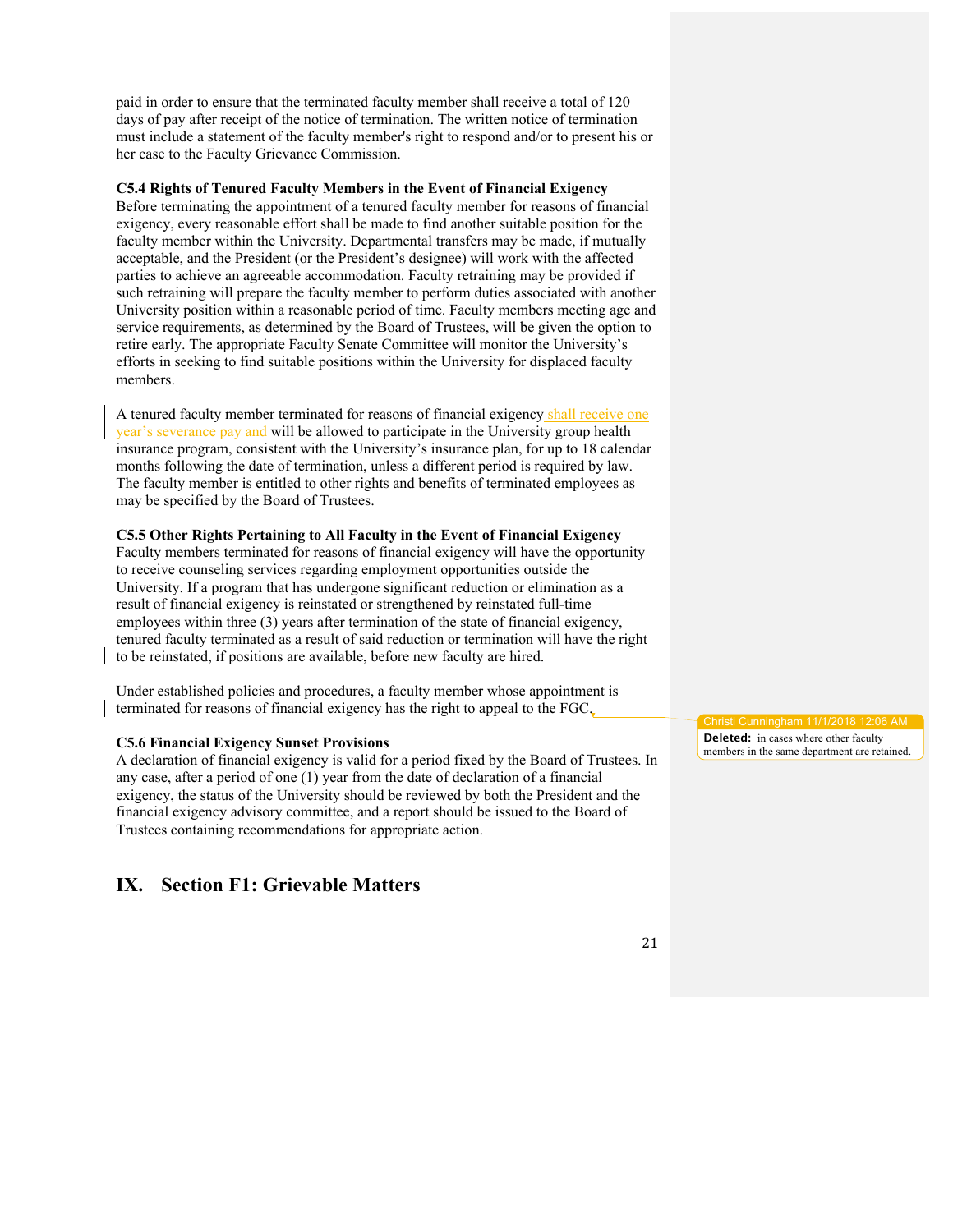paid in order to ensure that the terminated faculty member shall receive a total of 120 days of pay after receipt of the notice of termination. The written notice of termination must include a statement of the faculty member's right to respond and/or to present his or her case to the Faculty Grievance Commission.

**C5.4 Rights of Tenured Faculty Members in the Event of Financial Exigency**
Before terminating the appointment of a tenured faculty member for reasons of financial exigency, every reasonable effort shall be made to find another suitable position for the faculty member within the University. Departmental transfers may be made, if mutually acceptable, and the President (or the President's designee) will work with the affected parties to achieve an agreeable accommodation. Faculty retraining may be provided if such retraining will prepare the faculty member to perform duties associated with another University position within a reasonable period of time. Faculty members meeting age and service requirements, as determined by the Board of Trustees, will be given the option to retire early. The appropriate Faculty Senate Committee will monitor the University's efforts in seeking to find suitable positions within the University for displaced faculty members.

A tenured faculty member terminated for reasons of financial exigency shall receive one year's severance pay and will be allowed to participate in the University group health insurance program, consistent with the University's insurance plan, for up to 18 calendar months following the date of termination, unless a different period is required by law. The faculty member is entitled to other rights and benefits of terminated employees as may be specified by the Board of Trustees.

**C5.5 Other Rights Pertaining to All Faculty in the Event of Financial Exigency**
Faculty members terminated for reasons of financial exigency will have the opportunity to receive counseling services regarding employment opportunities outside the University. If a program that has undergone significant reduction or elimination as a result of financial exigency is reinstated or strengthened by reinstated full-time employees within three (3) years after termination of the state of financial exigency, tenured faculty terminated as a result of said reduction or termination will have the right to be reinstated, if positions are available, before new faculty are hired.

Under established policies and procedures, a faculty member whose appointment is terminated for reasons of financial exigency has the right to appeal to the FGC.

**C5.6 Financial Exigency Sunset Provisions**
A declaration of financial exigency is valid for a period fixed by the Board of Trustees. In any case, after a period of one (1) year from the date of declaration of a financial exigency, the status of the University should be reviewed by both the President and the financial exigency advisory committee, and a report should be issued to the Board of Trustees containing recommendations for appropriate action.

## IX. Section F1: Grievable Matters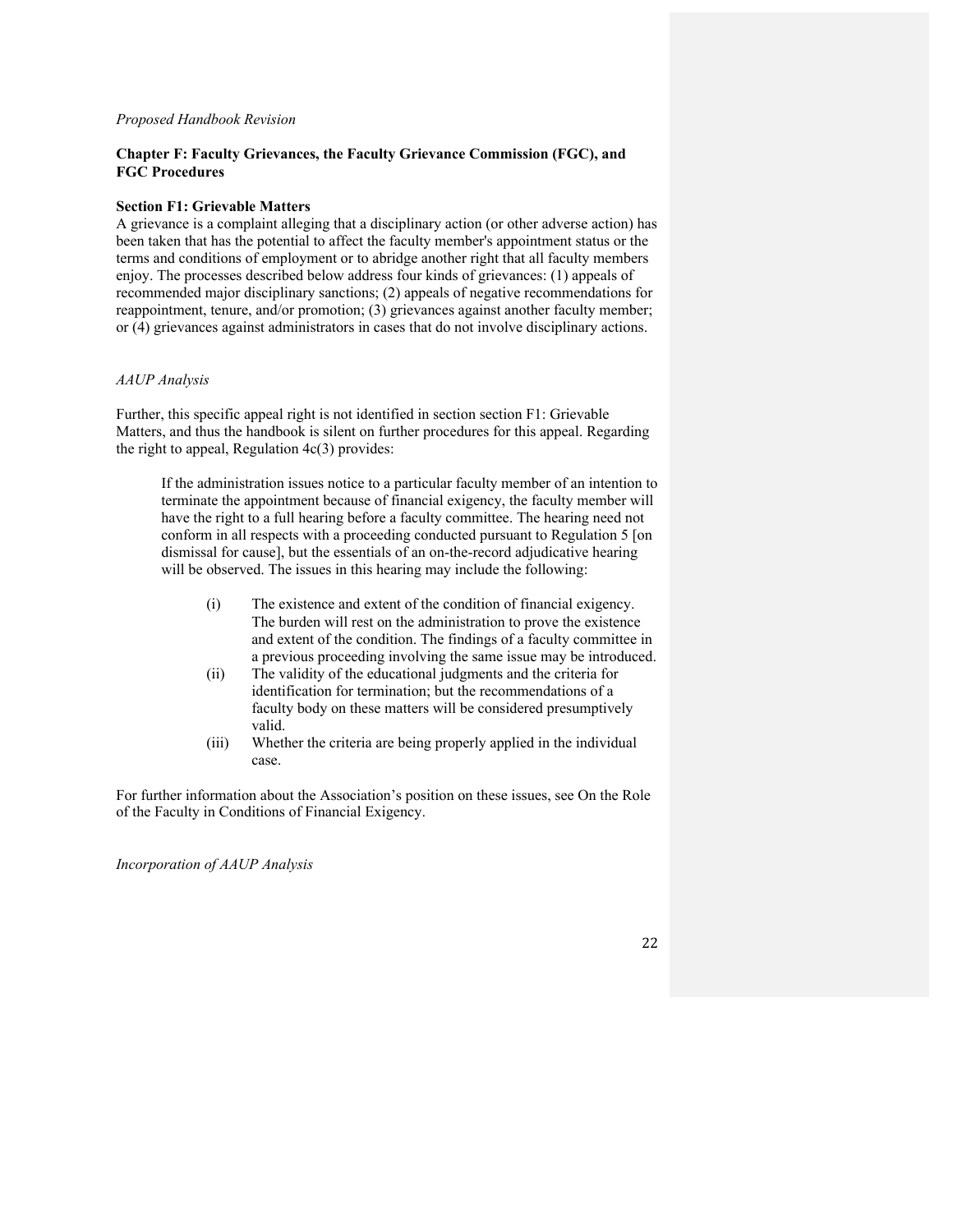*Proposed Handbook Revision*

**Chapter F: Faculty Grievances, the Faculty Grievance Commission (FGC), and FGC Procedures**

**Section F1: Grievable Matters**

A grievance is a complaint alleging that a disciplinary action (or other adverse action) has been taken that has the potential to affect the faculty member's appointment status or the terms and conditions of employment or to abridge another right that all faculty members enjoy. The processes described below address four kinds of grievances: (1) appeals of recommended major disciplinary sanctions; (2) appeals of negative recommendations for reappointment, tenure, and/or promotion; (3) grievances against another faculty member; or (4) grievances against administrators in cases that do not involve disciplinary actions.

*AAUP Analysis*

Further, this specific appeal right is not identified in section section F1: Grievable Matters, and thus the handbook is silent on further procedures for this appeal. Regarding the right to appeal, Regulation 4c(3) provides:

> If the administration issues notice to a particular faculty member of an intention to terminate the appointment because of financial exigency, the faculty member will have the right to a full hearing before a faculty committee. The hearing need not conform in all respects with a proceeding conducted pursuant to Regulation 5 [on dismissal for cause], but the essentials of an on-the-record adjudicative hearing will be observed. The issues in this hearing may include the following:
>
> (i) The existence and extent of the condition of financial exigency. The burden will rest on the administration to prove the existence and extent of the condition. The findings of a faculty committee in a previous proceeding involving the same issue may be introduced.
>
> (ii) The validity of the educational judgments and the criteria for identification for termination; but the recommendations of a faculty body on these matters will be considered presumptively valid.
>
> (iii) Whether the criteria are being properly applied in the individual case.

For further information about the Association's position on these issues, see On the Role of the Faculty in Conditions of Financial Exigency.

*Incorporation of AAUP Analysis*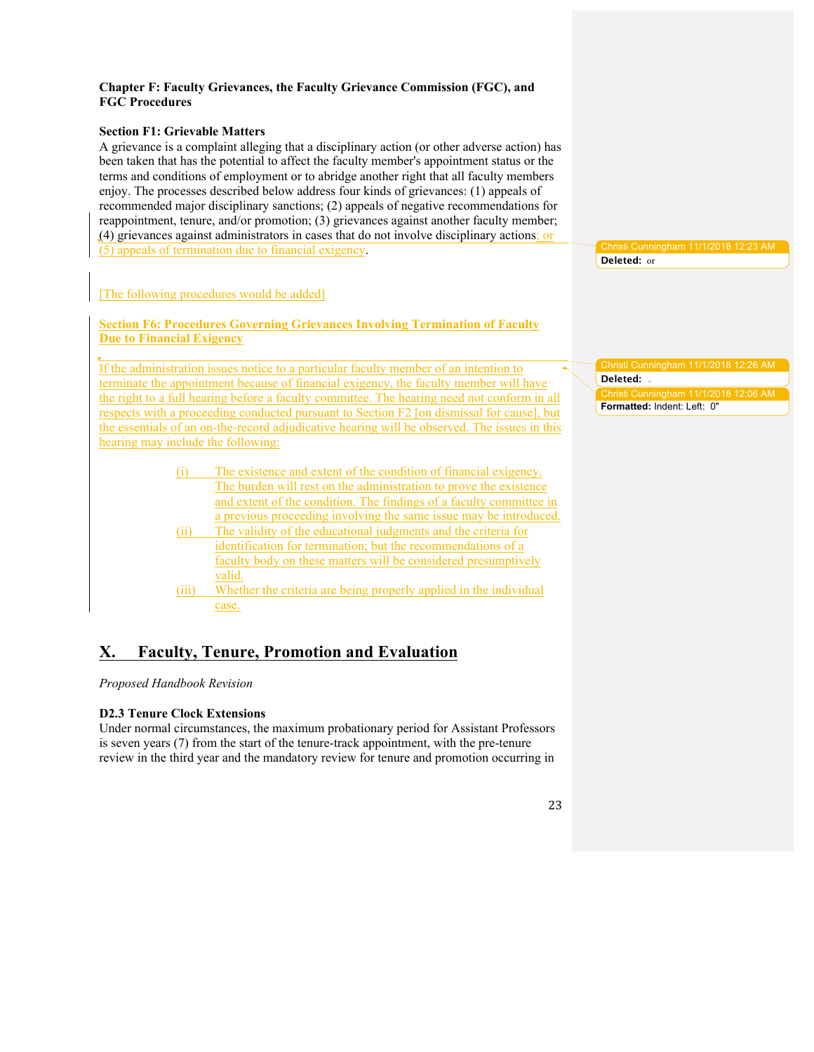**Chapter F: Faculty Grievances, the Faculty Grievance Commission (FGC), and FGC Procedures**

**Section F1: Grievable Matters**

A grievance is a complaint alleging that a disciplinary action (or other adverse action) has been taken that has the potential to affect the faculty member's appointment status or the terms and conditions of employment or to abridge another right that all faculty members enjoy. The processes described below address four kinds of grievances: (1) appeals of recommended major disciplinary sanctions; (2) appeals of negative recommendations for reappointment, tenure, and/or promotion; (3) grievances against another faculty member; (4) grievances against administrators in cases that do not involve disciplinary actions; or (5) appeals of termination due to financial exigency.

[The following procedures would be added]

**Section F6: Procedures Governing Grievances Involving Termination of Faculty Due to Financial Exigency**

If the administration issues notice to a particular faculty member of an intention to terminate the appointment because of financial exigency, the faculty member will have the right to a full hearing before a faculty committee. The hearing need not conform in all respects with a proceeding conducted pursuant to Section F2 [on dismissal for cause], but the essentials of an on-the-record adjudicative hearing will be observed. The issues in this hearing may include the following:

(i) The existence and extent of the condition of financial exigency. The burden will rest on the administration to prove the existence and extent of the condition. The findings of a faculty committee in a previous proceeding involving the same issue may be introduced.

(ii) The validity of the educational judgments and the criteria for identification for termination; but the recommendations of a faculty body on these matters will be considered presumptively valid.

(iii) Whether the criteria are being properly applied in the individual case.

## X. Faculty, Tenure, Promotion and Evaluation

*Proposed Handbook Revision*

**D2.3 Tenure Clock Extensions**

Under normal circumstances, the maximum probationary period for Assistant Professors is seven years (7) from the start of the tenure-track appointment, with the pre-tenure review in the third year and the mandatory review for tenure and promotion occurring in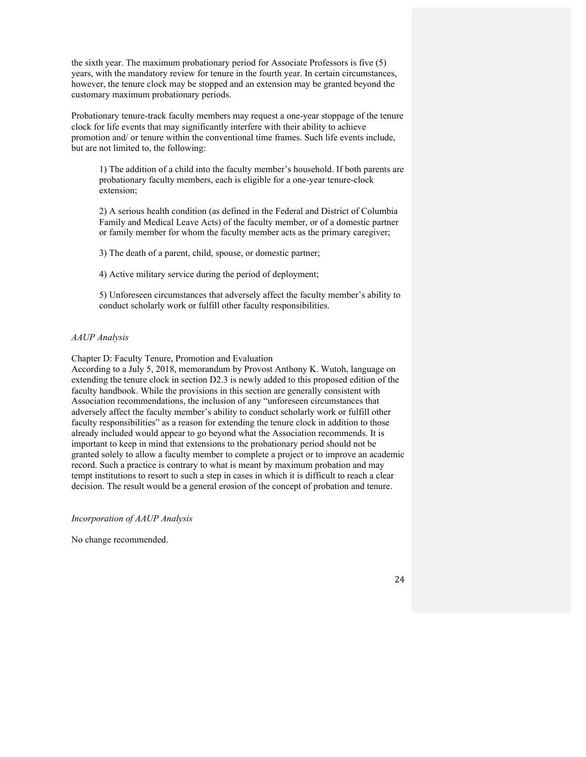the sixth year. The maximum probationary period for Associate Professors is five (5) years, with the mandatory review for tenure in the fourth year. In certain circumstances, however, the tenure clock may be stopped and an extension may be granted beyond the customary maximum probationary periods.

Probationary tenure-track faculty members may request a one-year stoppage of the tenure clock for life events that may significantly interfere with their ability to achieve promotion and/ or tenure within the conventional time frames. Such life events include, but are not limited to, the following:

> 1) The addition of a child into the faculty member's household. If both parents are probationary faculty members, each is eligible for a one-year tenure-clock extension;
>
> 2) A serious health condition (as defined in the Federal and District of Columbia Family and Medical Leave Acts) of the faculty member, or of a domestic partner or family member for whom the faculty member acts as the primary caregiver;
>
> 3) The death of a parent, child, spouse, or domestic partner;
>
> 4) Active military service during the period of deployment;
>
> 5) Unforeseen circumstances that adversely affect the faculty member's ability to conduct scholarly work or fulfill other faculty responsibilities.

*AAUP Analysis*

Chapter D: Faculty Tenure, Promotion and Evaluation
According to a July 5, 2018, memorandum by Provost Anthony K. Wutoh, language on extending the tenure clock in section D2.3 is newly added to this proposed edition of the faculty handbook. While the provisions in this section are generally consistent with Association recommendations, the inclusion of any "unforeseen circumstances that adversely affect the faculty member's ability to conduct scholarly work or fulfill other faculty responsibilities" as a reason for extending the tenure clock in addition to those already included would appear to go beyond what the Association recommends. It is important to keep in mind that extensions to the probationary period should not be granted solely to allow a faculty member to complete a project or to improve an academic record. Such a practice is contrary to what is meant by maximum probation and may tempt institutions to resort to such a step in cases in which it is difficult to reach a clear decision. The result would be a general erosion of the concept of probation and tenure.

*Incorporation of AAUP Analysis*

No change recommended.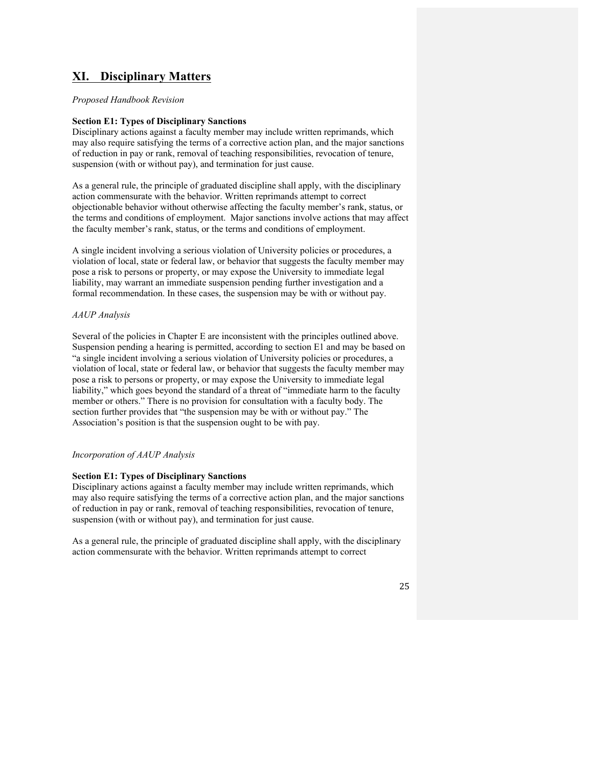## XI. Disciplinary Matters

*Proposed Handbook Revision*

**Section E1: Types of Disciplinary Sanctions**
Disciplinary actions against a faculty member may include written reprimands, which may also require satisfying the terms of a corrective action plan, and the major sanctions of reduction in pay or rank, removal of teaching responsibilities, revocation of tenure, suspension (with or without pay), and termination for just cause.

As a general rule, the principle of graduated discipline shall apply, with the disciplinary action commensurate with the behavior. Written reprimands attempt to correct objectionable behavior without otherwise affecting the faculty member's rank, status, or the terms and conditions of employment. Major sanctions involve actions that may affect the faculty member's rank, status, or the terms and conditions of employment.

A single incident involving a serious violation of University policies or procedures, a violation of local, state or federal law, or behavior that suggests the faculty member may pose a risk to persons or property, or may expose the University to immediate legal liability, may warrant an immediate suspension pending further investigation and a formal recommendation. In these cases, the suspension may be with or without pay.

*AAUP Analysis*

Several of the policies in Chapter E are inconsistent with the principles outlined above. Suspension pending a hearing is permitted, according to section E1 and may be based on "a single incident involving a serious violation of University policies or procedures, a violation of local, state or federal law, or behavior that suggests the faculty member may pose a risk to persons or property, or may expose the University to immediate legal liability," which goes beyond the standard of a threat of "immediate harm to the faculty member or others." There is no provision for consultation with a faculty body. The section further provides that "the suspension may be with or without pay." The Association's position is that the suspension ought to be with pay.

*Incorporation of AAUP Analysis*

**Section E1: Types of Disciplinary Sanctions**
Disciplinary actions against a faculty member may include written reprimands, which may also require satisfying the terms of a corrective action plan, and the major sanctions of reduction in pay or rank, removal of teaching responsibilities, revocation of tenure, suspension (with or without pay), and termination for just cause.

As a general rule, the principle of graduated discipline shall apply, with the disciplinary action commensurate with the behavior. Written reprimands attempt to correct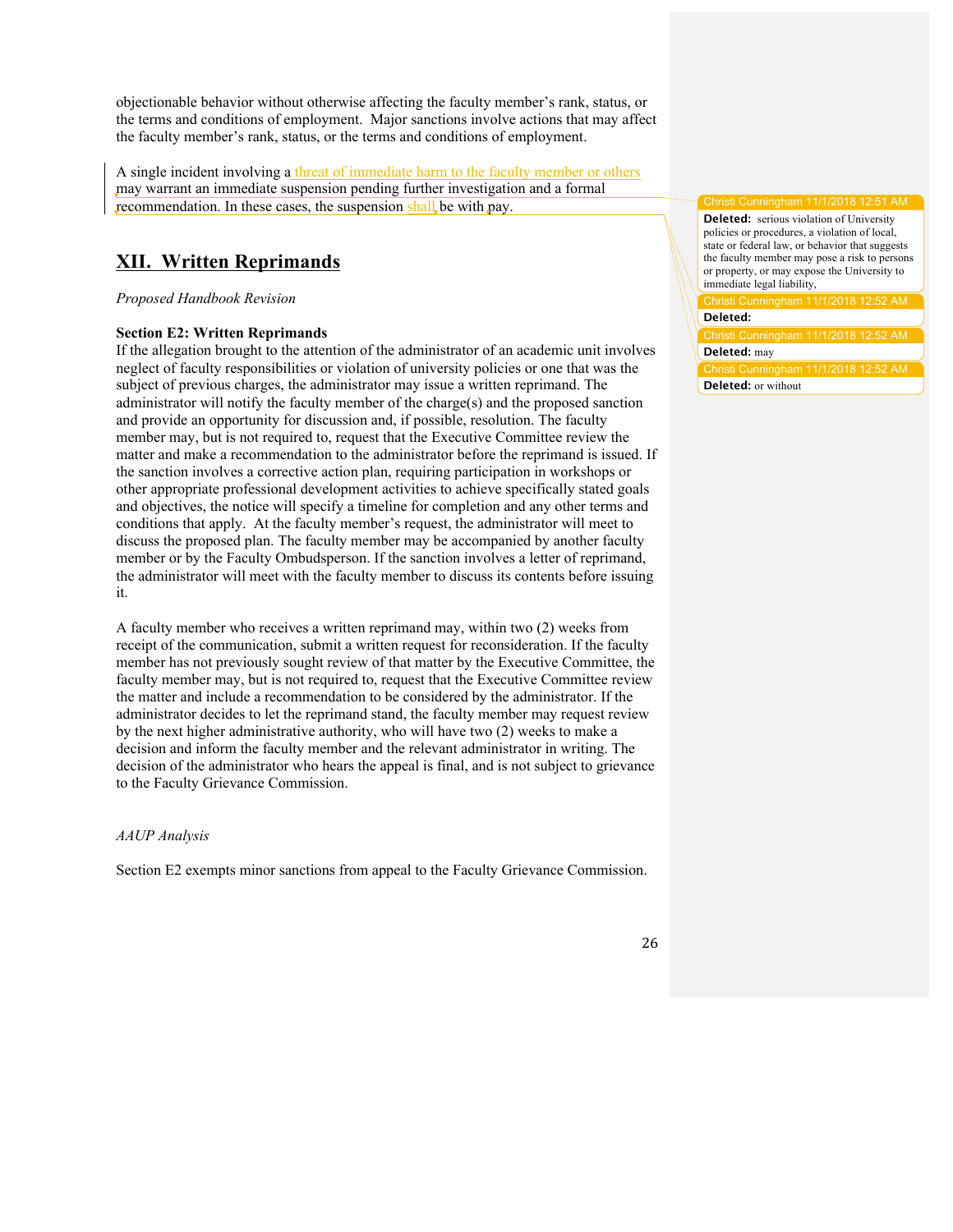objectionable behavior without otherwise affecting the faculty member's rank, status, or the terms and conditions of employment. Major sanctions involve actions that may affect the faculty member's rank, status, or the terms and conditions of employment.

A single incident involving a threat of immediate harm to the faculty member or others may warrant an immediate suspension pending further investigation and a formal recommendation. In these cases, the suspension shall be with pay.

## XII. Written Reprimands

*Proposed Handbook Revision*

**Section E2: Written Reprimands**

If the allegation brought to the attention of the administrator of an academic unit involves neglect of faculty responsibilities or violation of university policies or one that was the subject of previous charges, the administrator may issue a written reprimand. The administrator will notify the faculty member of the charge(s) and the proposed sanction and provide an opportunity for discussion and, if possible, resolution. The faculty member may, but is not required to, request that the Executive Committee review the matter and make a recommendation to the administrator before the reprimand is issued. If the sanction involves a corrective action plan, requiring participation in workshops or other appropriate professional development activities to achieve specifically stated goals and objectives, the notice will specify a timeline for completion and any other terms and conditions that apply. At the faculty member's request, the administrator will meet to discuss the proposed plan. The faculty member may be accompanied by another faculty member or by the Faculty Ombudsperson. If the sanction involves a letter of reprimand, the administrator will meet with the faculty member to discuss its contents before issuing it.

A faculty member who receives a written reprimand may, within two (2) weeks from receipt of the communication, submit a written request for reconsideration. If the faculty member has not previously sought review of that matter by the Executive Committee, the faculty member may, but is not required to, request that the Executive Committee review the matter and include a recommendation to be considered by the administrator. If the administrator decides to let the reprimand stand, the faculty member may request review by the next higher administrative authority, who will have two (2) weeks to make a decision and inform the faculty member and the relevant administrator in writing. The decision of the administrator who hears the appeal is final, and is not subject to grievance to the Faculty Grievance Commission.

*AAUP Analysis*

Section E2 exempts minor sanctions from appeal to the Faculty Grievance Commission.

Christi Cunningham 11/1/2018 12:51 AM
**Deleted:** serious violation of University policies or procedures, a violation of local, state or federal law, or behavior that suggests the faculty member may pose a risk to persons or property, or may expose the University to immediate legal liability,

Christi Cunningham 11/1/2018 12:52 AM
**Deleted:**

Christi Cunningham 11/1/2018 12:52 AM
**Deleted:** may

Christi Cunningham 11/1/2018 12:52 AM
**Deleted:** or without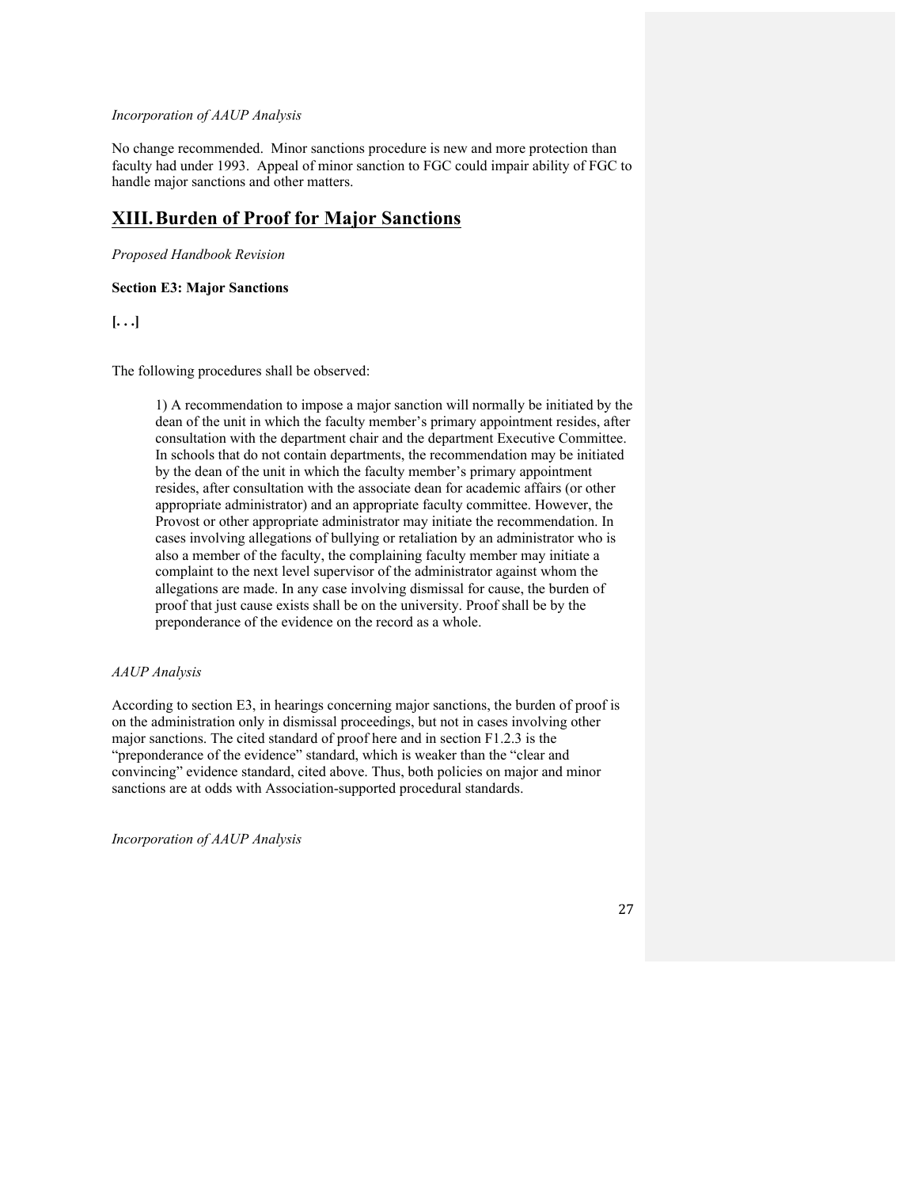*Incorporation of AAUP Analysis*

No change recommended. Minor sanctions procedure is new and more protection than faculty had under 1993. Appeal of minor sanction to FGC could impair ability of FGC to handle major sanctions and other matters.

## XIII. Burden of Proof for Major Sanctions

*Proposed Handbook Revision*

**Section E3: Major Sanctions**

**[. . .]**

The following procedures shall be observed:

> 1) A recommendation to impose a major sanction will normally be initiated by the dean of the unit in which the faculty member's primary appointment resides, after consultation with the department chair and the department Executive Committee. In schools that do not contain departments, the recommendation may be initiated by the dean of the unit in which the faculty member's primary appointment resides, after consultation with the associate dean for academic affairs (or other appropriate administrator) and an appropriate faculty committee. However, the Provost or other appropriate administrator may initiate the recommendation. In cases involving allegations of bullying or retaliation by an administrator who is also a member of the faculty, the complaining faculty member may initiate a complaint to the next level supervisor of the administrator against whom the allegations are made. In any case involving dismissal for cause, the burden of proof that just cause exists shall be on the university. Proof shall be by the preponderance of the evidence on the record as a whole.

*AAUP Analysis*

According to section E3, in hearings concerning major sanctions, the burden of proof is on the administration only in dismissal proceedings, but not in cases involving other major sanctions. The cited standard of proof here and in section F1.2.3 is the "preponderance of the evidence" standard, which is weaker than the "clear and convincing" evidence standard, cited above. Thus, both policies on major and minor sanctions are at odds with Association-supported procedural standards.

*Incorporation of AAUP Analysis*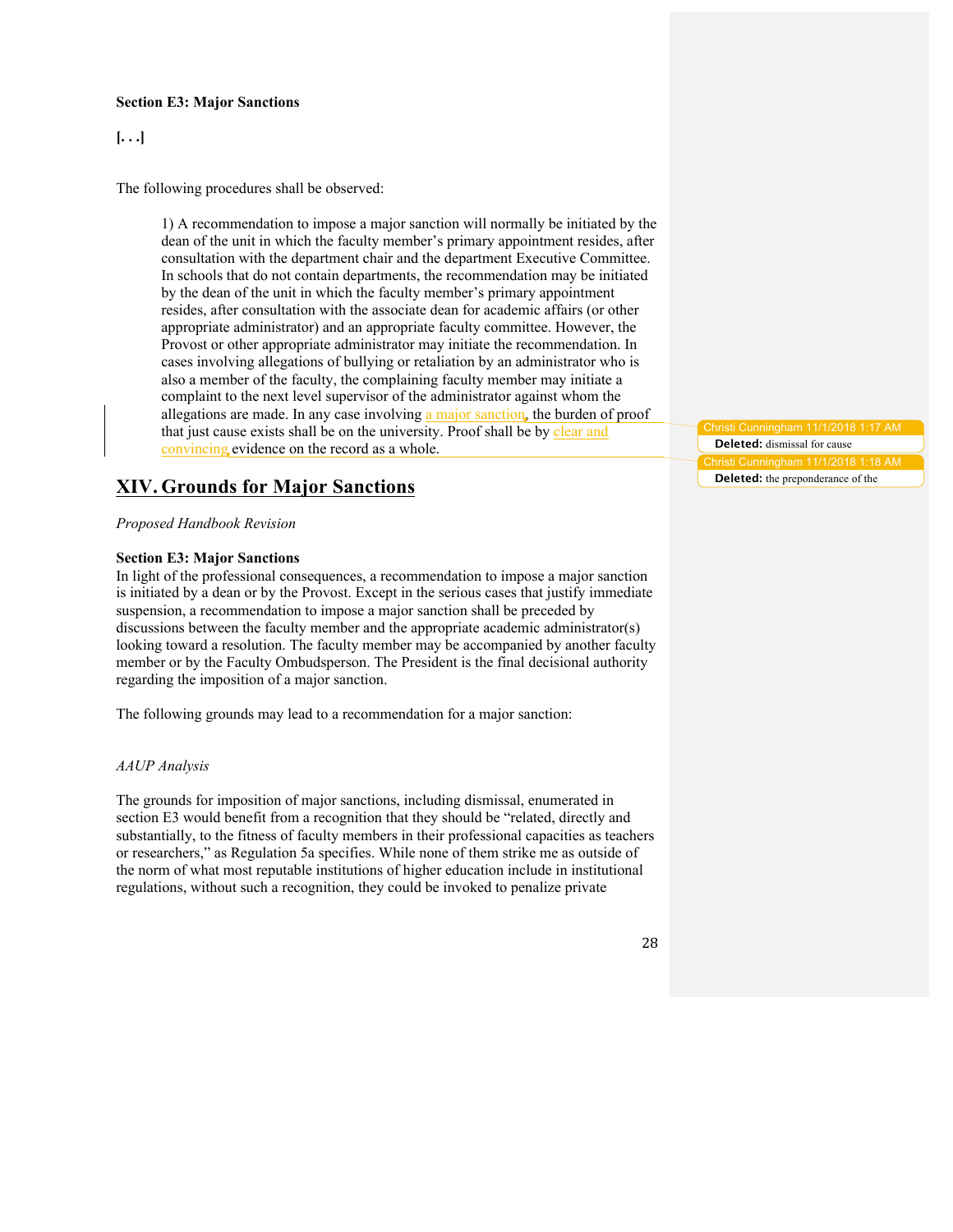**Section E3: Major Sanctions**

**[. . .]**

The following procedures shall be observed:

> 1) A recommendation to impose a major sanction will normally be initiated by the dean of the unit in which the faculty member's primary appointment resides, after consultation with the department chair and the department Executive Committee. In schools that do not contain departments, the recommendation may be initiated by the dean of the unit in which the faculty member's primary appointment resides, after consultation with the associate dean for academic affairs (or other appropriate administrator) and an appropriate faculty committee. However, the Provost or other appropriate administrator may initiate the recommendation. In cases involving allegations of bullying or retaliation by an administrator who is also a member of the faculty, the complaining faculty member may initiate a complaint to the next level supervisor of the administrator against whom the allegations are made. In any case involving a major sanction, the burden of proof that just cause exists shall be on the university. Proof shall be by clear and convincing evidence on the record as a whole.

Christi Cunningham 11/1/2018 1:17 AM
**Deleted:** dismissal for cause

Christi Cunningham 11/1/2018 1:18 AM
**Deleted:** the preponderance of the

## XIV. Grounds for Major Sanctions

*Proposed Handbook Revision*

**Section E3: Major Sanctions**

In light of the professional consequences, a recommendation to impose a major sanction is initiated by a dean or by the Provost. Except in the serious cases that justify immediate suspension, a recommendation to impose a major sanction shall be preceded by discussions between the faculty member and the appropriate academic administrator(s) looking toward a resolution. The faculty member may be accompanied by another faculty member or by the Faculty Ombudsperson. The President is the final decisional authority regarding the imposition of a major sanction.

The following grounds may lead to a recommendation for a major sanction:

*AAUP Analysis*

The grounds for imposition of major sanctions, including dismissal, enumerated in section E3 would benefit from a recognition that they should be "related, directly and substantially, to the fitness of faculty members in their professional capacities as teachers or researchers," as Regulation 5a specifies. While none of them strike me as outside of the norm of what most reputable institutions of higher education include in institutional regulations, without such a recognition, they could be invoked to penalize private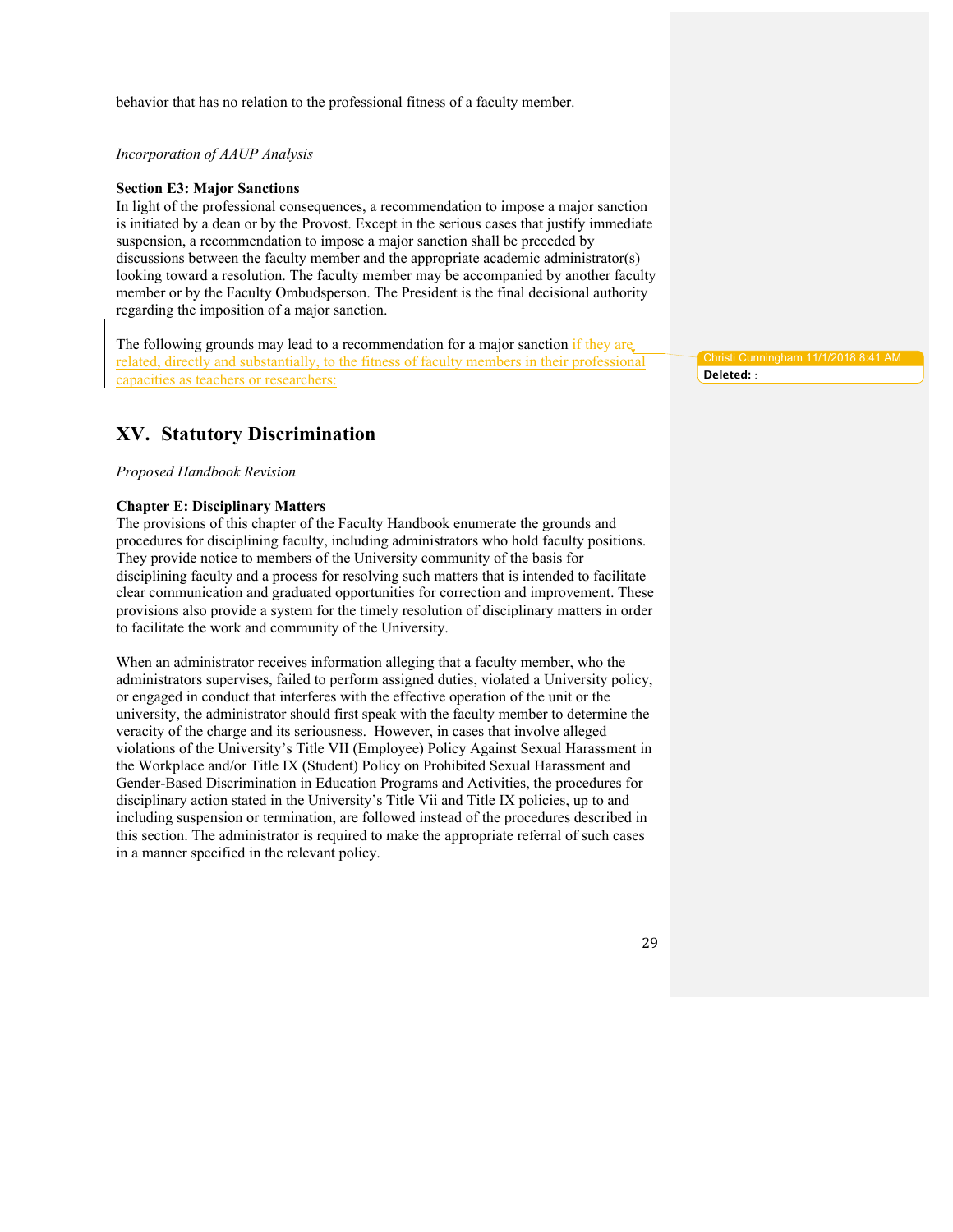behavior that has no relation to the professional fitness of a faculty member.

*Incorporation of AAUP Analysis*

**Section E3: Major Sanctions**

In light of the professional consequences, a recommendation to impose a major sanction is initiated by a dean or by the Provost. Except in the serious cases that justify immediate suspension, a recommendation to impose a major sanction shall be preceded by discussions between the faculty member and the appropriate academic administrator(s) looking toward a resolution. The faculty member may be accompanied by another faculty member or by the Faculty Ombudsperson. The President is the final decisional authority regarding the imposition of a major sanction.

The following grounds may lead to a recommendation for a major sanction if they are related, directly and substantially, to the fitness of faculty members in their professional capacities as teachers or researchers:

Christi Cunningham 11/1/2018 8:41 AM
**Deleted:** :

## XV. Statutory Discrimination

*Proposed Handbook Revision*

**Chapter E: Disciplinary Matters**

The provisions of this chapter of the Faculty Handbook enumerate the grounds and procedures for disciplining faculty, including administrators who hold faculty positions. They provide notice to members of the University community of the basis for disciplining faculty and a process for resolving such matters that is intended to facilitate clear communication and graduated opportunities for correction and improvement. These provisions also provide a system for the timely resolution of disciplinary matters in order to facilitate the work and community of the University.

When an administrator receives information alleging that a faculty member, who the administrators supervises, failed to perform assigned duties, violated a University policy, or engaged in conduct that interferes with the effective operation of the unit or the university, the administrator should first speak with the faculty member to determine the veracity of the charge and its seriousness. However, in cases that involve alleged violations of the University's Title VII (Employee) Policy Against Sexual Harassment in the Workplace and/or Title IX (Student) Policy on Prohibited Sexual Harassment and Gender-Based Discrimination in Education Programs and Activities, the procedures for disciplinary action stated in the University's Title Vii and Title IX policies, up to and including suspension or termination, are followed instead of the procedures described in this section. The administrator is required to make the appropriate referral of such cases in a manner specified in the relevant policy.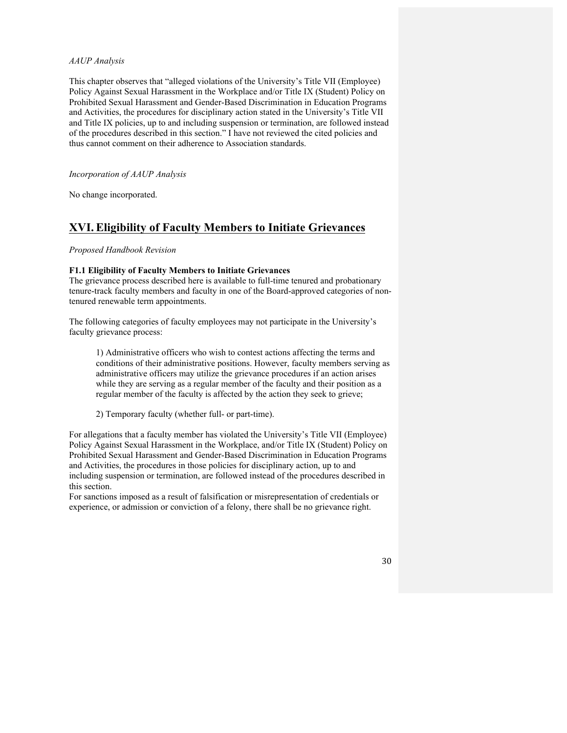*AAUP Analysis*

This chapter observes that "alleged violations of the University's Title VII (Employee) Policy Against Sexual Harassment in the Workplace and/or Title IX (Student) Policy on Prohibited Sexual Harassment and Gender-Based Discrimination in Education Programs and Activities, the procedures for disciplinary action stated in the University's Title VII and Title IX policies, up to and including suspension or termination, are followed instead of the procedures described in this section." I have not reviewed the cited policies and thus cannot comment on their adherence to Association standards.

*Incorporation of AAUP Analysis*

No change incorporated.

## XVI. Eligibility of Faculty Members to Initiate Grievances

*Proposed Handbook Revision*

**F1.1 Eligibility of Faculty Members to Initiate Grievances**

The grievance process described here is available to full-time tenured and probationary tenure-track faculty members and faculty in one of the Board-approved categories of non-tenured renewable term appointments.

The following categories of faculty employees may not participate in the University's faculty grievance process:

> 1) Administrative officers who wish to contest actions affecting the terms and conditions of their administrative positions. However, faculty members serving as administrative officers may utilize the grievance procedures if an action arises while they are serving as a regular member of the faculty and their position as a regular member of the faculty is affected by the action they seek to grieve;
>
> 2) Temporary faculty (whether full- or part-time).

For allegations that a faculty member has violated the University's Title VII (Employee) Policy Against Sexual Harassment in the Workplace, and/or Title IX (Student) Policy on Prohibited Sexual Harassment and Gender-Based Discrimination in Education Programs and Activities, the procedures in those policies for disciplinary action, up to and including suspension or termination, are followed instead of the procedures described in this section.

For sanctions imposed as a result of falsification or misrepresentation of credentials or experience, or admission or conviction of a felony, there shall be no grievance right.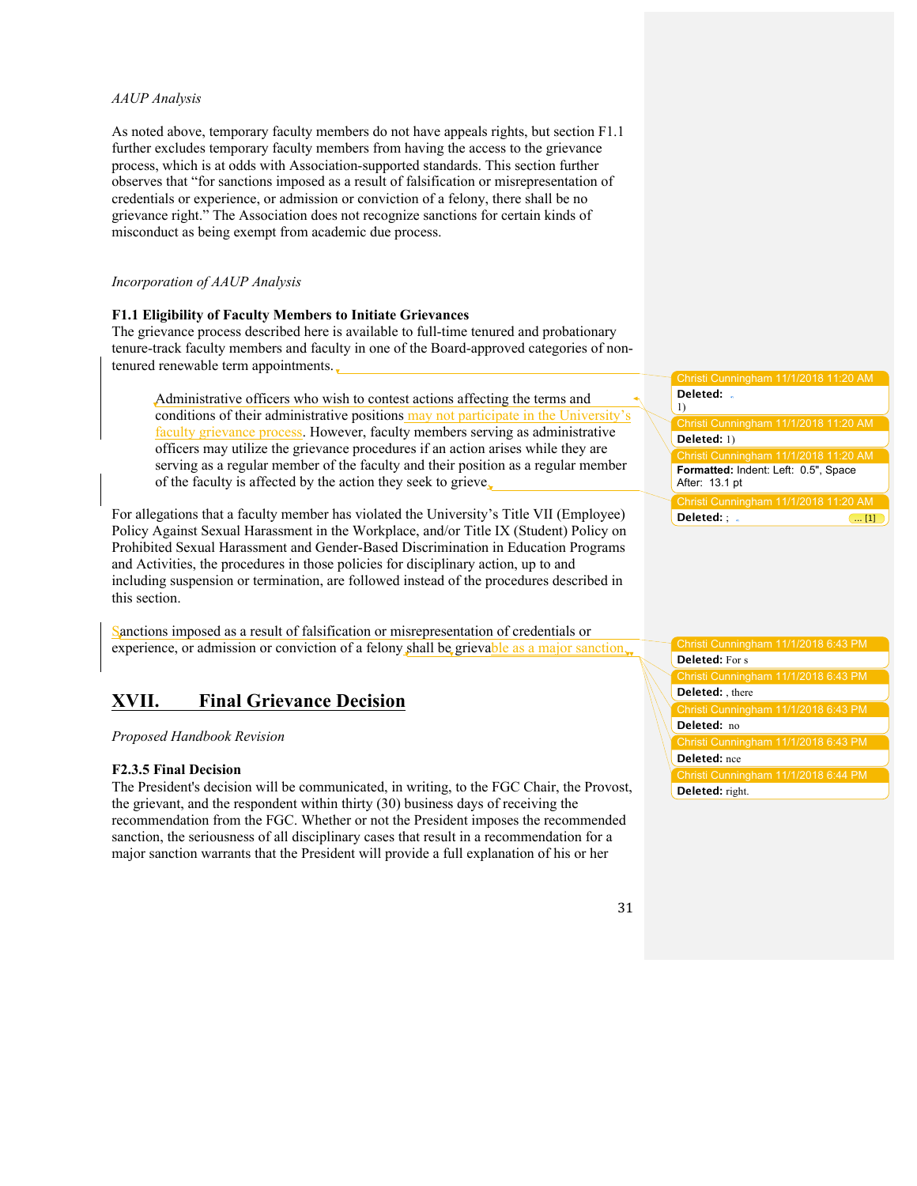*AAUP Analysis*

As noted above, temporary faculty members do not have appeals rights, but section F1.1 further excludes temporary faculty members from having the access to the grievance process, which is at odds with Association-supported standards. This section further observes that "for sanctions imposed as a result of falsification or misrepresentation of credentials or experience, or admission or conviction of a felony, there shall be no grievance right." The Association does not recognize sanctions for certain kinds of misconduct as being exempt from academic due process.

*Incorporation of AAUP Analysis*

**F1.1 Eligibility of Faculty Members to Initiate Grievances**

The grievance process described here is available to full-time tenured and probationary tenure-track faculty members and faculty in one of the Board-approved categories of non-tenured renewable term appointments.

> Administrative officers who wish to contest actions affecting the terms and conditions of their administrative positions may not participate in the University's faculty grievance process. However, faculty members serving as administrative officers may utilize the grievance procedures if an action arises while they are serving as a regular member of the faculty and their position as a regular member of the faculty is affected by the action they seek to grieve.

For allegations that a faculty member has violated the University's Title VII (Employee) Policy Against Sexual Harassment in the Workplace, and/or Title IX (Student) Policy on Prohibited Sexual Harassment and Gender-Based Discrimination in Education Programs and Activities, the procedures in those policies for disciplinary action, up to and including suspension or termination, are followed instead of the procedures described in this section.

Sanctions imposed as a result of falsification or misrepresentation of credentials or experience, or admission or conviction of a felony shall be grievable as a major sanction.

## XVII. Final Grievance Decision

*Proposed Handbook Revision*

**F2.3.5 Final Decision**

The President's decision will be communicated, in writing, to the FGC Chair, the Provost, the grievant, and the respondent within thirty (30) business days of receiving the recommendation from the FGC. Whether or not the President imposes the recommended sanction, the seriousness of all disciplinary cases that result in a recommendation for a major sanction warrants that the President will provide a full explanation of his or her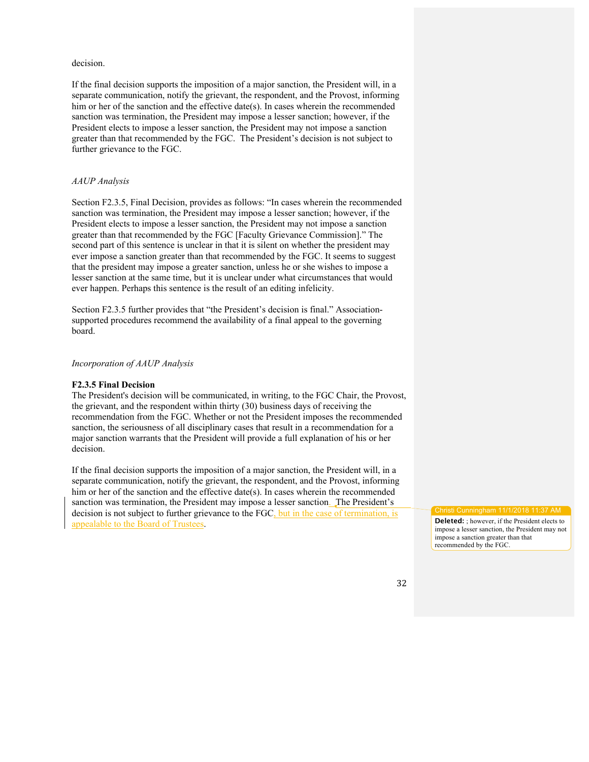decision.

If the final decision supports the imposition of a major sanction, the President will, in a separate communication, notify the grievant, the respondent, and the Provost, informing him or her of the sanction and the effective date(s). In cases wherein the recommended sanction was termination, the President may impose a lesser sanction; however, if the President elects to impose a lesser sanction, the President may not impose a sanction greater than that recommended by the FGC. The President's decision is not subject to further grievance to the FGC.

*AAUP Analysis*

Section F2.3.5, Final Decision, provides as follows: "In cases wherein the recommended sanction was termination, the President may impose a lesser sanction; however, if the President elects to impose a lesser sanction, the President may not impose a sanction greater than that recommended by the FGC [Faculty Grievance Commission]." The second part of this sentence is unclear in that it is silent on whether the president may ever impose a sanction greater than that recommended by the FGC. It seems to suggest that the president may impose a greater sanction, unless he or she wishes to impose a lesser sanction at the same time, but it is unclear under what circumstances that would ever happen. Perhaps this sentence is the result of an editing infelicity.

Section F2.3.5 further provides that "the President's decision is final." Association-supported procedures recommend the availability of a final appeal to the governing board.

*Incorporation of AAUP Analysis*

**F2.3.5 Final Decision**

The President's decision will be communicated, in writing, to the FGC Chair, the Provost, the grievant, and the respondent within thirty (30) business days of receiving the recommendation from the FGC. Whether or not the President imposes the recommended sanction, the seriousness of all disciplinary cases that result in a recommendation for a major sanction warrants that the President will provide a full explanation of his or her decision.

If the final decision supports the imposition of a major sanction, the President will, in a separate communication, notify the grievant, the respondent, and the Provost, informing him or her of the sanction and the effective date(s). In cases wherein the recommended sanction was termination, the President may impose a lesser sanction. The President's decision is not subject to further grievance to the FGC, but in the case of termination, is appealable to the Board of Trustees.

Christi Cunningham 11/1/2018 11:37 AM
**Deleted:** ; however, if the President elects to impose a lesser sanction, the President may not impose a sanction greater than that recommended by the FGC.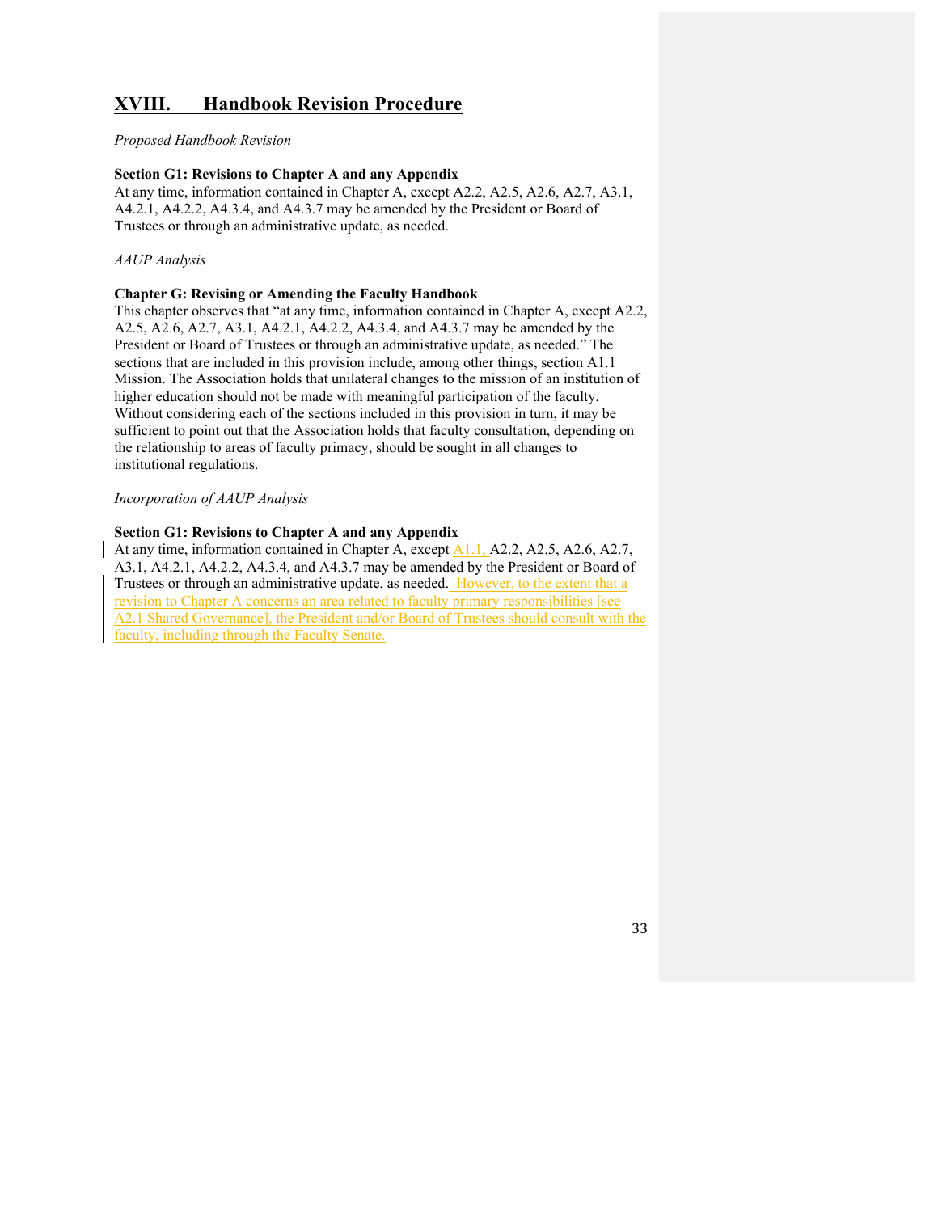# XVIII. Handbook Revision Procedure

*Proposed Handbook Revision*

**Section G1: Revisions to Chapter A and any Appendix**
At any time, information contained in Chapter A, except A2.2, A2.5, A2.6, A2.7, A3.1, A4.2.1, A4.2.2, A4.3.4, and A4.3.7 may be amended by the President or Board of Trustees or through an administrative update, as needed.

*AAUP Analysis*

**Chapter G: Revising or Amending the Faculty Handbook**
This chapter observes that "at any time, information contained in Chapter A, except A2.2, A2.5, A2.6, A2.7, A3.1, A4.2.1, A4.2.2, A4.3.4, and A4.3.7 may be amended by the President or Board of Trustees or through an administrative update, as needed." The sections that are included in this provision include, among other things, section A1.1 Mission. The Association holds that unilateral changes to the mission of an institution of higher education should not be made with meaningful participation of the faculty. Without considering each of the sections included in this provision in turn, it may be sufficient to point out that the Association holds that faculty consultation, depending on the relationship to areas of faculty primacy, should be sought in all changes to institutional regulations.

*Incorporation of AAUP Analysis*

**Section G1: Revisions to Chapter A and any Appendix**
At any time, information contained in Chapter A, except A1.1, A2.2, A2.5, A2.6, A2.7, A3.1, A4.2.1, A4.2.2, A4.3.4, and A4.3.7 may be amended by the President or Board of Trustees or through an administrative update, as needed. However, to the extent that a revision to Chapter A concerns an area related to faculty primary responsibilities [see A2.1 Shared Governance], the President and/or Board of Trustees should consult with the faculty, including through the Faculty Senate.